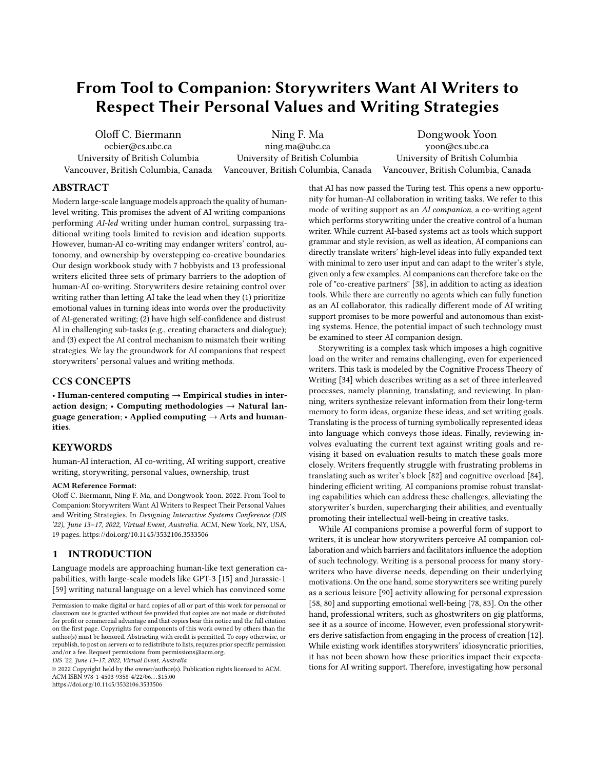# From Tool to Companion: Storywriters Want AI Writers to Respect Their Personal Values and Writing Strategies

Oloff C. Biermann
ocbier@cs.ubc.ca
University of British Columbia
Vancouver, British Columbia, Canada

Ning F. Ma
ning.ma@ubc.ca
University of British Columbia
Vancouver, British Columbia, Canada

Dongwook Yoon
yoon@cs.ubc.ca
University of British Columbia
Vancouver, British Columbia, Canada

## ABSTRACT

Modern large-scale language models approach the quality of human-level writing. This promises the advent of AI writing companions performing *AI-led* writing under human control, surpassing traditional writing tools limited to revision and ideation supports. However, human-AI co-writing may endanger writers' control, autonomy, and ownership by overstepping co-creative boundaries. Our design workbook study with 7 hobbyists and 13 professional writers elicited three sets of primary barriers to the adoption of human-AI co-writing. Storywriters desire retaining control over writing rather than letting AI take the lead when they (1) prioritize emotional values in turning ideas into words over the productivity of AI-generated writing; (2) have high self-confidence and distrust AI in challenging sub-tasks (e.g., creating characters and dialogue); and (3) expect the AI control mechanism to mismatch their writing strategies. We lay the groundwork for AI companions that respect storywriters' personal values and writing methods.

## CCS CONCEPTS

• **Human-centered computing → Empirical studies in interaction design**; • **Computing methodologies → Natural language generation**; • **Applied computing → Arts and humanities**.

## KEYWORDS

human-AI interaction, AI co-writing, AI writing support, creative writing, storywriting, personal values, ownership, trust

**ACM Reference Format:**
Oloff C. Biermann, Ning F. Ma, and Dongwook Yoon. 2022. From Tool to Companion: Storywriters Want AI Writers to Respect Their Personal Values and Writing Strategies. In *Designing Interactive Systems Conference (DIS '22), June 13–17, 2022, Virtual Event, Australia.* ACM, New York, NY, USA, 19 pages. https://doi.org/10.1145/3532106.3533506

## 1 INTRODUCTION

Language models are approaching human-like text generation capabilities, with large-scale models like GPT-3 [15] and Jurassic-1 [59] writing natural language on a level which has convinced some that AI has now passed the Turing test. This opens a new opportunity for human-AI collaboration in writing tasks. We refer to this mode of writing support as an *AI companion*, a co-writing agent which performs storywriting under the creative control of a human writer. While current AI-based systems act as tools which support grammar and style revision, as well as ideation, AI companions can directly translate writers' high-level ideas into fully expanded text with minimal to zero user input and can adapt to the writer's style, given only a few examples. AI companions can therefore take on the role of "co-creative partners" [38], in addition to acting as ideation tools. While there are currently no agents which can fully function as an AI collaborator, this radically different mode of AI writing support promises to be more powerful and autonomous than existing systems. Hence, the potential impact of such technology must be examined to steer AI companion design.

Storywriting is a complex task which imposes a high cognitive load on the writer and remains challenging, even for experienced writers. This task is modeled by the Cognitive Process Theory of Writing [34] which describes writing as a set of three interleaved processes, namely planning, translating, and reviewing. In planning, writers synthesize relevant information from their long-term memory to form ideas, organize these ideas, and set writing goals. Translating is the process of turning symbolically represented ideas into language which conveys those ideas. Finally, reviewing involves evaluating the current text against writing goals and revising it based on evaluation results to match these goals more closely. Writers frequently struggle with frustrating problems in translating such as writer's block [82] and cognitive overload [84], hindering efficient writing. AI companions promise robust translating capabilities which can address these challenges, alleviating the storywriter's burden, supercharging their abilities, and eventually promoting their intellectual well-being in creative tasks.

While AI companions promise a powerful form of support to writers, it is unclear how storywriters perceive AI companion collaboration and which barriers and facilitators influence the adoption of such technology. Writing is a personal process for many storywriters who have diverse needs, depending on their underlying motivations. On the one hand, some storywriters see writing purely as a serious leisure [90] activity allowing for personal expression [58, 80] and supporting emotional well-being [78, 83]. On the other hand, professional writers, such as ghostwriters on gig platforms, see it as a source of income. However, even professional storywriters derive satisfaction from engaging in the process of creation [12]. While existing work identifies storywriters' idiosyncratic priorities, it has not been shown how these priorities impact their expectations for AI writing support. Therefore, investigating how personal

Permission to make digital or hard copies of all or part of this work for personal or classroom use is granted without fee provided that copies are not made or distributed for profit or commercial advantage and that copies bear this notice and the full citation on the first page. Copyrights for components of this work owned by others than the author(s) must be honored. Abstracting with credit is permitted. To copy otherwise, or republish, to post on servers or to redistribute to lists, requires prior specific permission and/or a fee. Request permissions from permissions@acm.org.
*DIS '22, June 13–17, 2022, Virtual Event, Australia*
© 2022 Copyright held by the owner/author(s). Publication rights licensed to ACM.
ACM ISBN 978-1-4503-9358-4/22/06...$15.00
https://doi.org/10.1145/3532106.3533506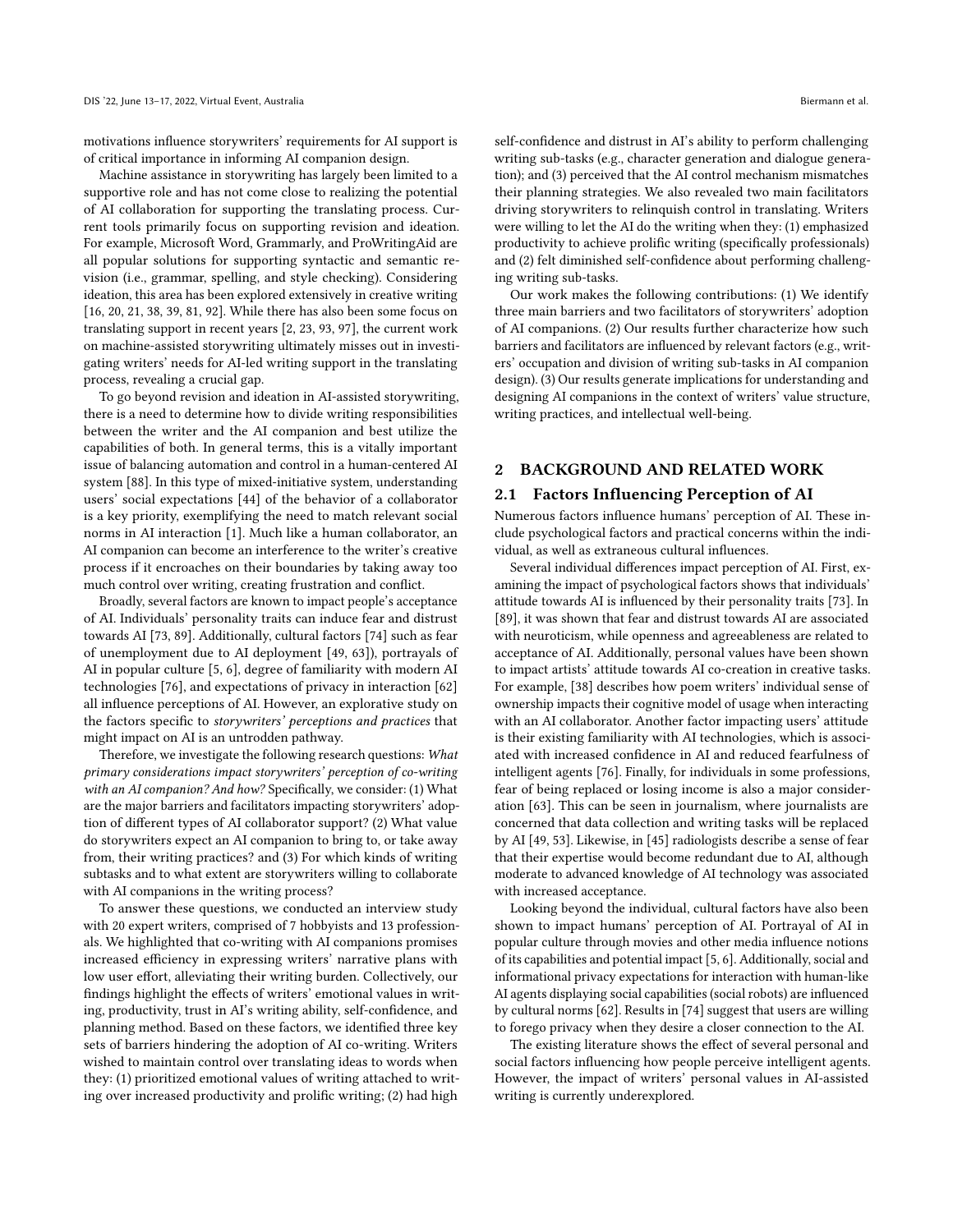motivations influence storywriters' requirements for AI support is of critical importance in informing AI companion design.

Machine assistance in storywriting has largely been limited to a supportive role and has not come close to realizing the potential of AI collaboration for supporting the translating process. Current tools primarily focus on supporting revision and ideation. For example, Microsoft Word, Grammarly, and ProWritingAid are all popular solutions for supporting syntactic and semantic revision (i.e., grammar, spelling, and style checking). Considering ideation, this area has been explored extensively in creative writing [16, 20, 21, 38, 39, 81, 92]. While there has also been some focus on translating support in recent years [2, 23, 93, 97], the current work on machine-assisted storywriting ultimately misses out in investigating writers' needs for AI-led writing support in the translating process, revealing a crucial gap.

To go beyond revision and ideation in AI-assisted storywriting, there is a need to determine how to divide writing responsibilities between the writer and the AI companion and best utilize the capabilities of both. In general terms, this is a vitally important issue of balancing automation and control in a human-centered AI system [88]. In this type of mixed-initiative system, understanding users' social expectations [44] of the behavior of a collaborator is a key priority, exemplifying the need to match relevant social norms in AI interaction [1]. Much like a human collaborator, an AI companion can become an interference to the writer's creative process if it encroaches on their boundaries by taking away too much control over writing, creating frustration and conflict.

Broadly, several factors are known to impact people's acceptance of AI. Individuals' personality traits can induce fear and distrust towards AI [73, 89]. Additionally, cultural factors [74] such as fear of unemployment due to AI deployment [49, 63]), portrayals of AI in popular culture [5, 6], degree of familiarity with modern AI technologies [76], and expectations of privacy in interaction [62] all influence perceptions of AI. However, an explorative study on the factors specific to *storywriters' perceptions and practices* that might impact on AI is an untrodden pathway.

Therefore, we investigate the following research questions: *What primary considerations impact storywriters' perception of co-writing with an AI companion? And how?* Specifically, we consider: (1) What are the major barriers and facilitators impacting storywriters' adoption of different types of AI collaborator support? (2) What value do storywriters expect an AI companion to bring to, or take away from, their writing practices? and (3) For which kinds of writing subtasks and to what extent are storywriters willing to collaborate with AI companions in the writing process?

To answer these questions, we conducted an interview study with 20 expert writers, comprised of 7 hobbyists and 13 professionals. We highlighted that co-writing with AI companions promises increased efficiency in expressing writers' narrative plans with low user effort, alleviating their writing burden. Collectively, our findings highlight the effects of writers' emotional values in writing, productivity, trust in AI's writing ability, self-confidence, and planning method. Based on these factors, we identified three key sets of barriers hindering the adoption of AI co-writing. Writers wished to maintain control over translating ideas to words when they: (1) prioritized emotional values of writing attached to writing over increased productivity and prolific writing; (2) had high self-confidence and distrust in AI's ability to perform challenging writing sub-tasks (e.g., character generation and dialogue generation); and (3) perceived that the AI control mechanism mismatches their planning strategies. We also revealed two main facilitators driving storywriters to relinquish control in translating. Writers were willing to let the AI do the writing when they: (1) emphasized productivity to achieve prolific writing (specifically professionals) and (2) felt diminished self-confidence about performing challenging writing sub-tasks.

Our work makes the following contributions: (1) We identify three main barriers and two facilitators of storywriters' adoption of AI companions. (2) Our results further characterize how such barriers and facilitators are influenced by relevant factors (e.g., writers' occupation and division of writing sub-tasks in AI companion design). (3) Our results generate implications for understanding and designing AI companions in the context of writers' value structure, writing practices, and intellectual well-being.

## 2 BACKGROUND AND RELATED WORK

### 2.1 Factors Influencing Perception of AI

Numerous factors influence humans' perception of AI. These include psychological factors and practical concerns within the individual, as well as extraneous cultural influences.

Several individual differences impact perception of AI. First, examining the impact of psychological factors shows that individuals' attitude towards AI is influenced by their personality traits [73]. In [89], it was shown that fear and distrust towards AI are associated with neuroticism, while openness and agreeableness are related to acceptance of AI. Additionally, personal values have been shown to impact artists' attitude towards AI co-creation in creative tasks. For example, [38] describes how poem writers' individual sense of ownership impacts their cognitive model of usage when interacting with an AI collaborator. Another factor impacting users' attitude is their existing familiarity with AI technologies, which is associated with increased confidence in AI and reduced fearfulness of intelligent agents [76]. Finally, for individuals in some professions, fear of being replaced or losing income is also a major consideration [63]. This can be seen in journalism, where journalists are concerned that data collection and writing tasks will be replaced by AI [49, 53]. Likewise, in [45] radiologists describe a sense of fear that their expertise would become redundant due to AI, although moderate to advanced knowledge of AI technology was associated with increased acceptance.

Looking beyond the individual, cultural factors have also been shown to impact humans' perception of AI. Portrayal of AI in popular culture through movies and other media influence notions of its capabilities and potential impact [5, 6]. Additionally, social and informational privacy expectations for interaction with human-like AI agents displaying social capabilities (social robots) are influenced by cultural norms [62]. Results in [74] suggest that users are willing to forego privacy when they desire a closer connection to the AI.

The existing literature shows the effect of several personal and social factors influencing how people perceive intelligent agents. However, the impact of writers' personal values in AI-assisted writing is currently underexplored.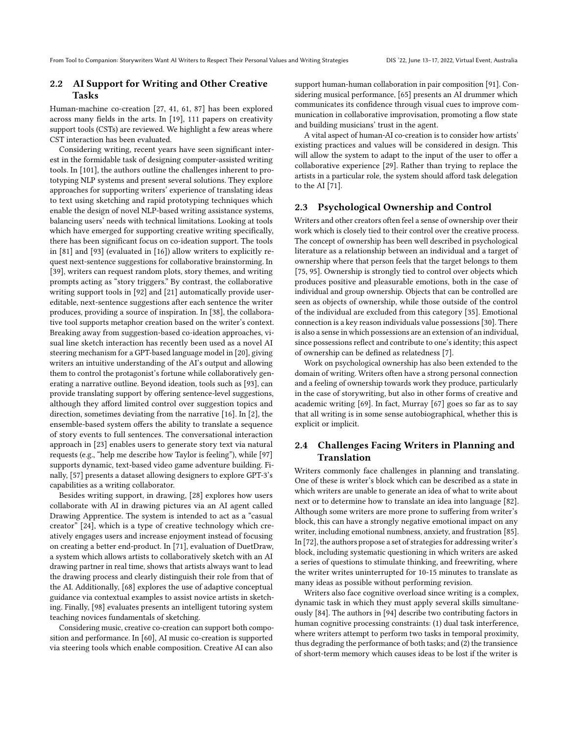## 2.2 AI Support for Writing and Other Creative Tasks

Human-machine co-creation [27, 41, 61, 87] has been explored across many fields in the arts. In [19], 111 papers on creativity support tools (CSTs) are reviewed. We highlight a few areas where CST interaction has been evaluated.

Considering writing, recent years have seen significant interest in the formidable task of designing computer-assisted writing tools. In [101], the authors outline the challenges inherent to prototyping NLP systems and present several solutions. They explore approaches for supporting writers' experience of translating ideas to text using sketching and rapid prototyping techniques which enable the design of novel NLP-based writing assistance systems, balancing users' needs with technical limitations. Looking at tools which have emerged for supporting creative writing specifically, there has been significant focus on co-ideation support. The tools in [81] and [93] (evaluated in [16]) allow writers to explicitly request next-sentence suggestions for collaborative brainstorming. In [39], writers can request random plots, story themes, and writing prompts acting as "story triggers." By contrast, the collaborative writing support tools in [92] and [21] automatically provide user-editable, next-sentence suggestions after each sentence the writer produces, providing a source of inspiration. In [38], the collaborative tool supports metaphor creation based on the writer's context. Breaking away from suggestion-based co-ideation approaches, visual line sketch interaction has recently been used as a novel AI steering mechanism for a GPT-based language model in [20], giving writers an intuitive understanding of the AI's output and allowing them to control the protagonist's fortune while collaboratively generating a narrative outline. Beyond ideation, tools such as [93], can provide translating support by offering sentence-level suggestions, although they afford limited control over suggestion topics and direction, sometimes deviating from the narrative [16]. In [2], the ensemble-based system offers the ability to translate a sequence of story events to full sentences. The conversational interaction approach in [23] enables users to generate story text via natural requests (e.g., "help me describe how Taylor is feeling"), while [97] supports dynamic, text-based video game adventure building. Finally, [57] presents a dataset allowing designers to explore GPT-3's capabilities as a writing collaborator.

Besides writing support, in drawing, [28] explores how users collaborate with AI in drawing pictures via an AI agent called Drawing Apprentice. The system is intended to act as a "casual creator" [24], which is a type of creative technology which creatively engages users and increase enjoyment instead of focusing on creating a better end-product. In [71], evaluation of DuetDraw, a system which allows artists to collaboratively sketch with an AI drawing partner in real time, shows that artists always want to lead the drawing process and clearly distinguish their role from that of the AI. Additionally, [68] explores the use of adaptive conceptual guidance via contextual examples to assist novice artists in sketching. Finally, [98] evaluates presents an intelligent tutoring system teaching novices fundamentals of sketching.

Considering music, creative co-creation can support both composition and performance. In [60], AI music co-creation is supported via steering tools which enable composition. Creative AI can also support human-human collaboration in pair composition [91]. Considering musical performance, [65] presents an AI drummer which communicates its confidence through visual cues to improve communication in collaborative improvisation, promoting a flow state and building musicians' trust in the agent.

A vital aspect of human-AI co-creation is to consider how artists' existing practices and values will be considered in design. This will allow the system to adapt to the input of the user to offer a collaborative experience [29]. Rather than trying to replace the artists in a particular role, the system should afford task delegation to the AI [71].

## 2.3 Psychological Ownership and Control

Writers and other creators often feel a sense of ownership over their work which is closely tied to their control over the creative process. The concept of ownership has been well described in psychological literature as a relationship between an individual and a target of ownership where that person feels that the target belongs to them [75, 95]. Ownership is strongly tied to control over objects which produces positive and pleasurable emotions, both in the case of individual and group ownership. Objects that can be controlled are seen as objects of ownership, while those outside of the control of the individual are excluded from this category [35]. Emotional connection is a key reason individuals value possessions [30]. There is also a sense in which possessions are an extension of an individual, since possessions reflect and contribute to one's identity; this aspect of ownership can be defined as relatedness [7].

Work on psychological ownership has also been extended to the domain of writing. Writers often have a strong personal connection and a feeling of ownership towards work they produce, particularly in the case of storywriting, but also in other forms of creative and academic writing [69]. In fact, Murray [67] goes so far as to say that all writing is in some sense autobiographical, whether this is explicit or implicit.

## 2.4 Challenges Facing Writers in Planning and Translation

Writers commonly face challenges in planning and translating. One of these is writer's block which can be described as a state in which writers are unable to generate an idea of what to write about next or to determine how to translate an idea into language [82]. Although some writers are more prone to suffering from writer's block, this can have a strongly negative emotional impact on any writer, including emotional numbness, anxiety, and frustration [85]. In [72], the authors propose a set of strategies for addressing writer's block, including systematic questioning in which writers are asked a series of questions to stimulate thinking, and freewriting, where the writer writes uninterrupted for 10-15 minutes to translate as many ideas as possible without performing revision.

Writers also face cognitive overload since writing is a complex, dynamic task in which they must apply several skills simultaneously [84]. The authors in [94] describe two contributing factors in human cognitive processing constraints: (1) dual task interference, where writers attempt to perform two tasks in temporal proximity, thus degrading the performance of both tasks; and (2) the transience of short-term memory which causes ideas to be lost if the writer is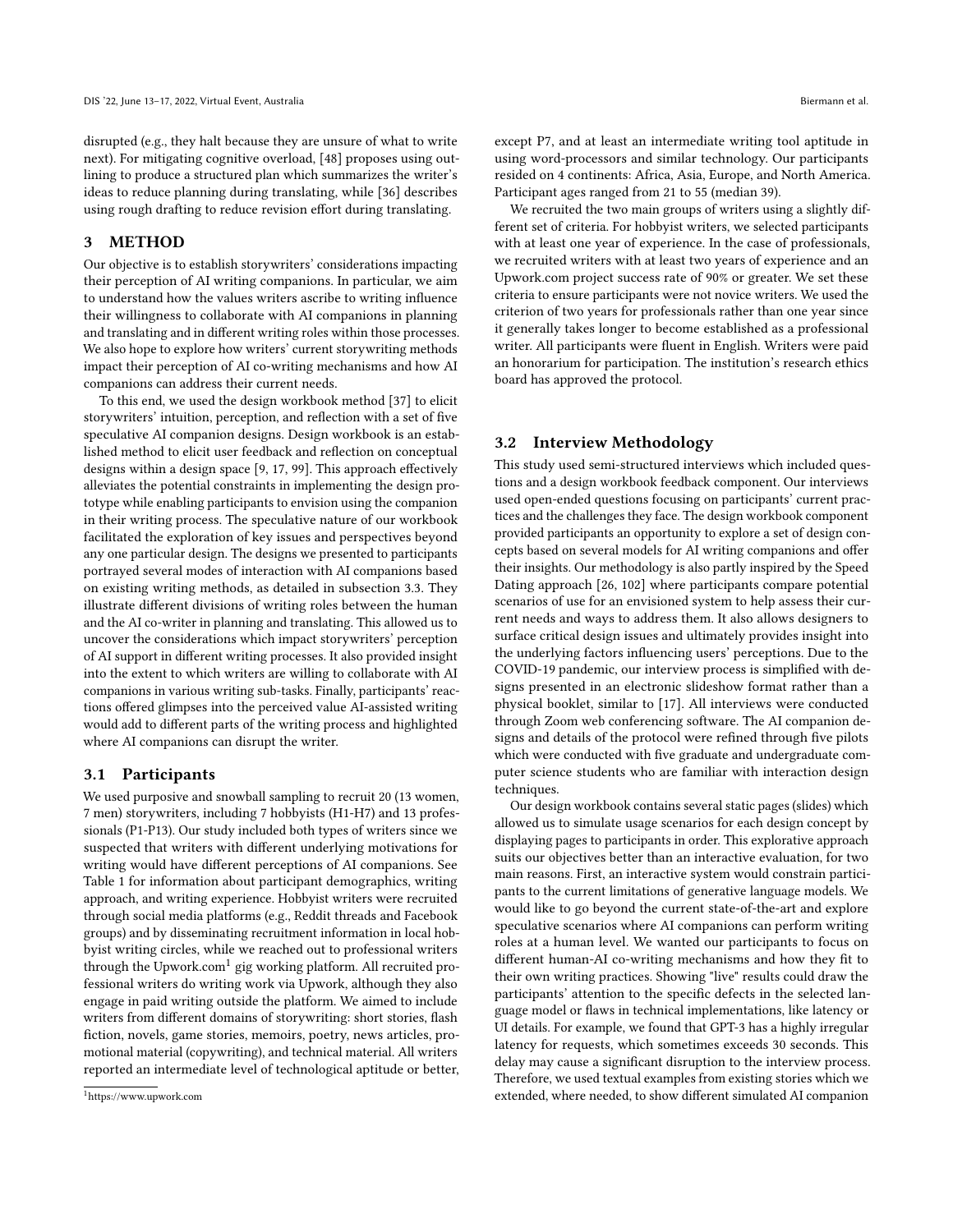disrupted (e.g., they halt because they are unsure of what to write next). For mitigating cognitive overload, [48] proposes using outlining to produce a structured plan which summarizes the writer's ideas to reduce planning during translating, while [36] describes using rough drafting to reduce revision effort during translating.

## 3 METHOD

Our objective is to establish storywriters' considerations impacting their perception of AI writing companions. In particular, we aim to understand how the values writers ascribe to writing influence their willingness to collaborate with AI companions in planning and translating and in different writing roles within those processes. We also hope to explore how writers' current storywriting methods impact their perception of AI co-writing mechanisms and how AI companions can address their current needs.

To this end, we used the design workbook method [37] to elicit storywriters' intuition, perception, and reflection with a set of five speculative AI companion designs. Design workbook is an established method to elicit user feedback and reflection on conceptual designs within a design space [9, 17, 99]. This approach effectively alleviates the potential constraints in implementing the design prototype while enabling participants to envision using the companion in their writing process. The speculative nature of our workbook facilitated the exploration of key issues and perspectives beyond any one particular design. The designs we presented to participants portrayed several modes of interaction with AI companions based on existing writing methods, as detailed in subsection 3.3. They illustrate different divisions of writing roles between the human and the AI co-writer in planning and translating. This allowed us to uncover the considerations which impact storywriters' perception of AI support in different writing processes. It also provided insight into the extent to which writers are willing to collaborate with AI companions in various writing sub-tasks. Finally, participants' reactions offered glimpses into the perceived value AI-assisted writing would add to different parts of the writing process and highlighted where AI companions can disrupt the writer.

### 3.1 Participants

We used purposive and snowball sampling to recruit 20 (13 women, 7 men) storywriters, including 7 hobbyists (H1-H7) and 13 professionals (P1-P13). Our study included both types of writers since we suspected that writers with different underlying motivations for writing would have different perceptions of AI companions. See Table 1 for information about participant demographics, writing approach, and writing experience. Hobbyist writers were recruited through social media platforms (e.g., Reddit threads and Facebook groups) and by disseminating recruitment information in local hobbyist writing circles, while we reached out to professional writers through the Upwork.com[1] gig working platform. All recruited professional writers do writing work via Upwork, although they also engage in paid writing outside the platform. We aimed to include writers from different domains of storywriting: short stories, flash fiction, novels, game stories, memoirs, poetry, news articles, promotional material (copywriting), and technical material. All writers reported an intermediate level of technological aptitude or better, except P7, and at least an intermediate writing tool aptitude in using word-processors and similar technology. Our participants resided on 4 continents: Africa, Asia, Europe, and North America. Participant ages ranged from 21 to 55 (median 39).

We recruited the two main groups of writers using a slightly different set of criteria. For hobbyist writers, we selected participants with at least one year of experience. In the case of professionals, we recruited writers with at least two years of experience and an Upwork.com project success rate of 90% or greater. We set these criteria to ensure participants were not novice writers. We used the criterion of two years for professionals rather than one year since it generally takes longer to become established as a professional writer. All participants were fluent in English. Writers were paid an honorarium for participation. The institution's research ethics board has approved the protocol.

[1] https://www.upwork.com

### 3.2 Interview Methodology

This study used semi-structured interviews which included questions and a design workbook feedback component. Our interviews used open-ended questions focusing on participants' current practices and the challenges they face. The design workbook component provided participants an opportunity to explore a set of design concepts based on several models for AI writing companions and offer their insights. Our methodology is also partly inspired by the Speed Dating approach [26, 102] where participants compare potential scenarios of use for an envisioned system to help assess their current needs and ways to address them. It also allows designers to surface critical design issues and ultimately provides insight into the underlying factors influencing users' perceptions. Due to the COVID-19 pandemic, our interview process is simplified with designs presented in an electronic slideshow format rather than a physical booklet, similar to [17]. All interviews were conducted through Zoom web conferencing software. The AI companion designs and details of the protocol were refined through five pilots which were conducted with five graduate and undergraduate computer science students who are familiar with interaction design techniques.

Our design workbook contains several static pages (slides) which allowed us to simulate usage scenarios for each design concept by displaying pages to participants in order. This explorative approach suits our objectives better than an interactive evaluation, for two main reasons. First, an interactive system would constrain participants to the current limitations of generative language models. We would like to go beyond the current state-of-the-art and explore speculative scenarios where AI companions can perform writing roles at a human level. We wanted our participants to focus on different human-AI co-writing mechanisms and how they fit to their own writing practices. Showing "live" results could draw the participants' attention to the specific defects in the selected language model or flaws in technical implementations, like latency or UI details. For example, we found that GPT-3 has a highly irregular latency for requests, which sometimes exceeds 30 seconds. This delay may cause a significant disruption to the interview process. Therefore, we used textual examples from existing stories which we extended, where needed, to show different simulated AI companion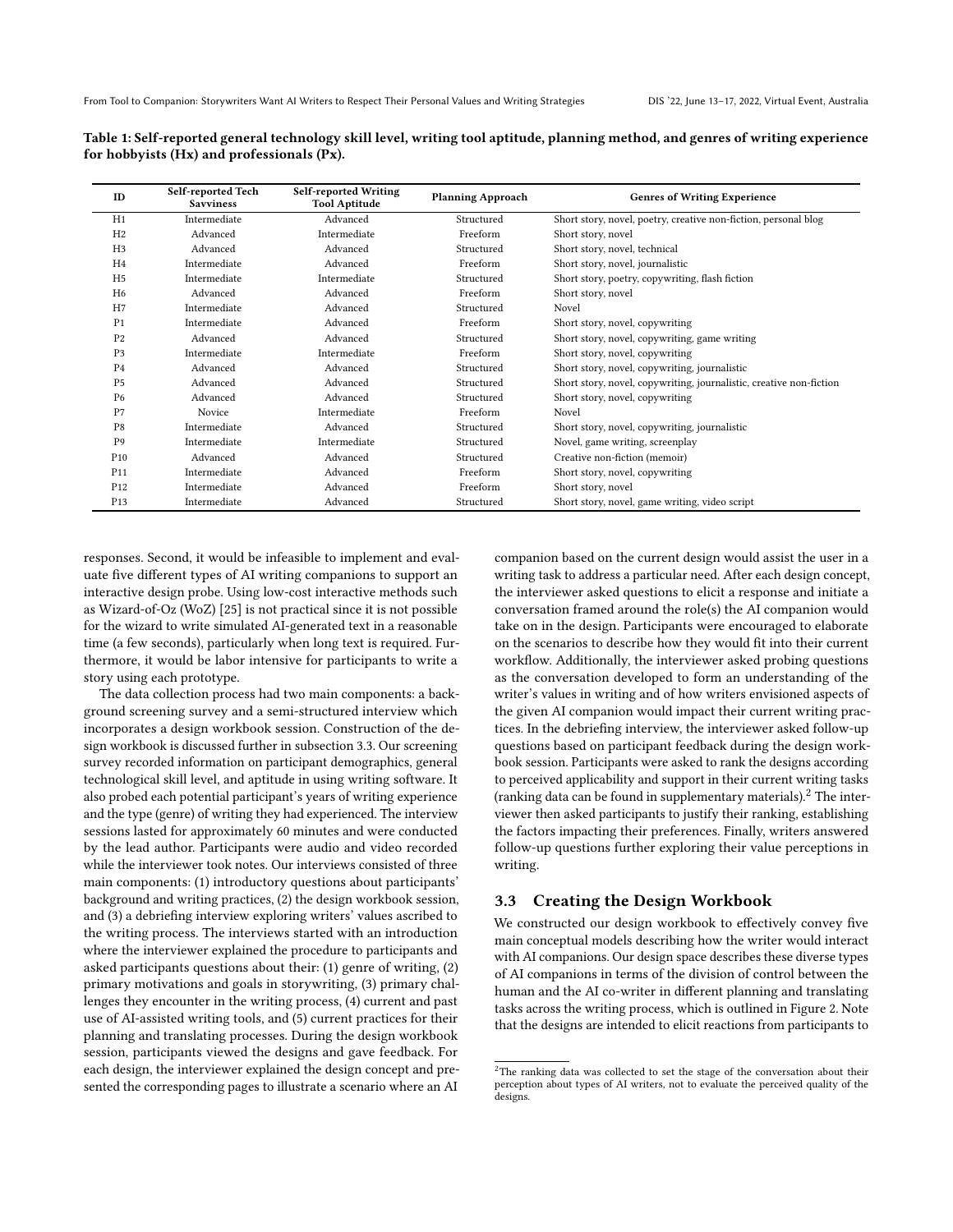**Table 1: Self-reported general technology skill level, writing tool aptitude, planning method, and genres of writing experience for hobbyists (Hx) and professionals (Px).**

| ID | Self-reported Tech Savviness | Self-reported Writing Tool Aptitude | Planning Approach | Genres of Writing Experience |
|---|---|---|---|---|
| H1 | Intermediate | Advanced | Structured | Short story, novel, poetry, creative non-fiction, personal blog |
| H2 | Advanced | Intermediate | Freeform | Short story, novel |
| H3 | Advanced | Advanced | Structured | Short story, novel, technical |
| H4 | Intermediate | Advanced | Freeform | Short story, novel, journalistic |
| H5 | Intermediate | Intermediate | Structured | Short story, poetry, copywriting, flash fiction |
| H6 | Advanced | Advanced | Freeform | Short story, novel |
| H7 | Intermediate | Advanced | Structured | Novel |
| P1 | Intermediate | Advanced | Freeform | Short story, novel, copywriting |
| P2 | Advanced | Advanced | Structured | Short story, novel, copywriting, game writing |
| P3 | Intermediate | Intermediate | Freeform | Short story, novel, copywriting |
| P4 | Advanced | Advanced | Structured | Short story, novel, copywriting, journalistic |
| P5 | Advanced | Advanced | Structured | Short story, novel, copywriting, journalistic, creative non-fiction |
| P6 | Advanced | Advanced | Structured | Short story, novel, copywriting |
| P7 | Novice | Intermediate | Freeform | Novel |
| P8 | Intermediate | Advanced | Structured | Short story, novel, copywriting, journalistic |
| P9 | Intermediate | Intermediate | Structured | Novel, game writing, screenplay |
| P10 | Advanced | Advanced | Structured | Creative non-fiction (memoir) |
| P11 | Intermediate | Advanced | Freeform | Short story, novel, copywriting |
| P12 | Intermediate | Advanced | Freeform | Short story, novel |
| P13 | Intermediate | Advanced | Structured | Short story, novel, game writing, video script |

responses. Second, it would be infeasible to implement and evaluate five different types of AI writing companions to support an interactive design probe. Using low-cost interactive methods such as Wizard-of-Oz (WoZ) [25] is not practical since it is not possible for the wizard to write simulated AI-generated text in a reasonable time (a few seconds), particularly when long text is required. Furthermore, it would be labor intensive for participants to write a story using each prototype.

The data collection process had two main components: a background screening survey and a semi-structured interview which incorporates a design workbook session. Construction of the design workbook is discussed further in subsection 3.3. Our screening survey recorded information on participant demographics, general technological skill level, and aptitude in using writing software. It also probed each potential participant's years of writing experience and the type (genre) of writing they had experienced. The interview sessions lasted for approximately 60 minutes and were conducted by the lead author. Participants were audio and video recorded while the interviewer took notes. Our interviews consisted of three main components: (1) introductory questions about participants' background and writing practices, (2) the design workbook session, and (3) a debriefing interview exploring writers' values ascribed to the writing process. The interviews started with an introduction where the interviewer explained the procedure to participants and asked participants questions about their: (1) genre of writing, (2) primary motivations and goals in storywriting, (3) primary challenges they encounter in the writing process, (4) current and past use of AI-assisted writing tools, and (5) current practices for their planning and translating processes. During the design workbook session, participants viewed the designs and gave feedback. For each design, the interviewer explained the design concept and presented the corresponding pages to illustrate a scenario where an AI companion based on the current design would assist the user in a writing task to address a particular need. After each design concept, the interviewer asked questions to elicit a response and initiate a conversation framed around the role(s) the AI companion would take on in the design. Participants were encouraged to elaborate on the scenarios to describe how they would fit into their current workflow. Additionally, the interviewer asked probing questions as the conversation developed to form an understanding of the writer's values in writing and of how writers envisioned aspects of the given AI companion would impact their current writing practices. In the debriefing interview, the interviewer asked follow-up questions based on participant feedback during the design workbook session. Participants were asked to rank the designs according to perceived applicability and support in their current writing tasks (ranking data can be found in supplementary materials).[2] The interviewer then asked participants to justify their ranking, establishing the factors impacting their preferences. Finally, writers answered follow-up questions further exploring their value perceptions in writing.

### 3.3 Creating the Design Workbook

We constructed our design workbook to effectively convey five main conceptual models describing how the writer would interact with AI companions. Our design space describes these diverse types of AI companions in terms of the division of control between the human and the AI co-writer in different planning and translating tasks across the writing process, which is outlined in Figure 2. Note that the designs are intended to elicit reactions from participants to

[2] The ranking data was collected to set the stage of the conversation about their perception about types of AI writers, not to evaluate the perceived quality of the designs.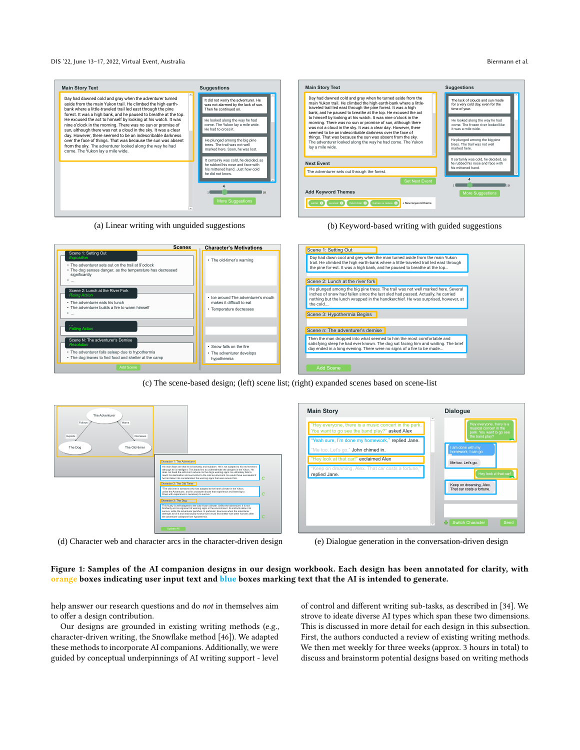(a) Linear writing with unguided suggestions

(b) Keyword-based writing with guided suggestions

(c) The scene-based design; (left) scene list; (right) expanded scenes based on scene-list

(d) Character web and character arcs in the character-driven design

(e) Dialogue generation in the conversation-driven design

**Figure 1: Samples of the AI companion designs in our design workbook. Each design has been annotated for clarity, with orange boxes indicating user input text and blue boxes marking text that the AI is intended to generate.**

help answer our research questions and do *not* in themselves aim to offer a design contribution.

Our designs are grounded in existing writing methods (e.g., character-driven writing, the Snowflake method [46]). We adapted these methods to incorporate AI companions. Additionally, we were guided by conceptual underpinnings of AI writing support - level of control and different writing sub-tasks, as described in [34]. We strove to ideate diverse AI types which span these two dimensions. This is discussed in more detail for each design in this subsection. First, the authors conducted a review of existing writing methods. We then met weekly for three weeks (approx. 3 hours in total) to discuss and brainstorm potential designs based on writing methods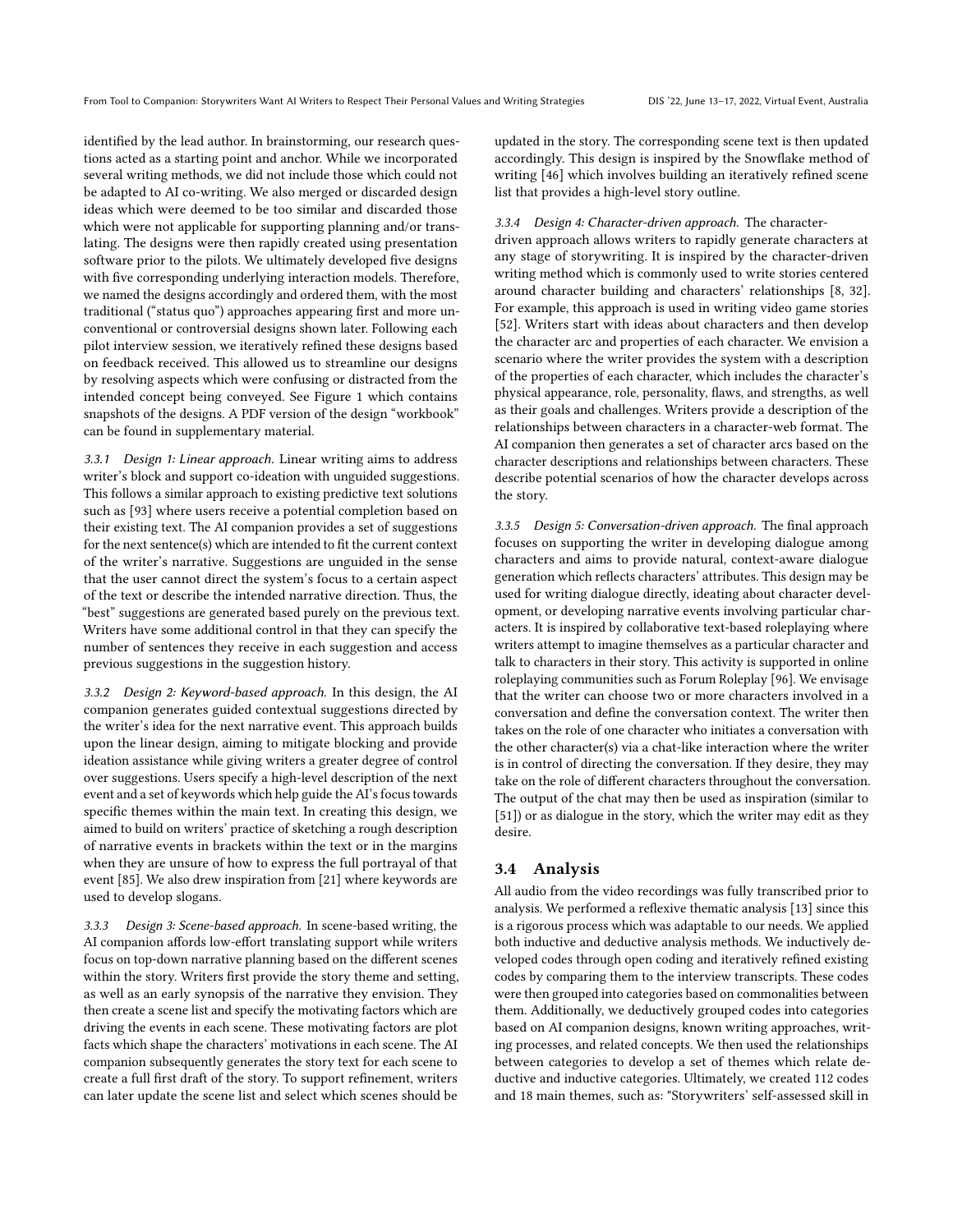identified by the lead author. In brainstorming, our research questions acted as a starting point and anchor. While we incorporated several writing methods, we did not include those which could not be adapted to AI co-writing. We also merged or discarded design ideas which were deemed to be too similar and discarded those which were not applicable for supporting planning and/or translating. The designs were then rapidly created using presentation software prior to the pilots. We ultimately developed five designs with five corresponding underlying interaction models. Therefore, we named the designs accordingly and ordered them, with the most traditional ("status quo") approaches appearing first and more unconventional or controversial designs shown later. Following each pilot interview session, we iteratively refined these designs based on feedback received. This allowed us to streamline our designs by resolving aspects which were confusing or distracted from the intended concept being conveyed. See Figure 1 which contains snapshots of the designs. A PDF version of the design "workbook" can be found in supplementary material.

#### 3.3.1 Design 1: Linear approach.

Linear writing aims to address writer's block and support co-ideation with unguided suggestions. This follows a similar approach to existing predictive text solutions such as [93] where users receive a potential completion based on their existing text. The AI companion provides a set of suggestions for the next sentence(s) which are intended to fit the current context of the writer's narrative. Suggestions are unguided in the sense that the user cannot direct the system's focus to a certain aspect of the text or describe the intended narrative direction. Thus, the "best" suggestions are generated based purely on the previous text. Writers have some additional control in that they can specify the number of sentences they receive in each suggestion and access previous suggestions in the suggestion history.

#### 3.3.2 Design 2: Keyword-based approach.

In this design, the AI companion generates guided contextual suggestions directed by the writer's idea for the next narrative event. This approach builds upon the linear design, aiming to mitigate blocking and provide ideation assistance while giving writers a greater degree of control over suggestions. Users specify a high-level description of the next event and a set of keywords which help guide the AI's focus towards specific themes within the main text. In creating this design, we aimed to build on writers' practice of sketching a rough description of narrative events in brackets within the text or in the margins when they are unsure of how to express the full portrayal of that event [85]. We also drew inspiration from [21] where keywords are used to develop slogans.

#### 3.3.3 Design 3: Scene-based approach.

In scene-based writing, the AI companion affords low-effort translating support while writers focus on top-down narrative planning based on the different scenes within the story. Writers first provide the story theme and setting, as well as an early synopsis of the narrative they envision. They then create a scene list and specify the motivating factors which are driving the events in each scene. These motivating factors are plot facts which shape the characters' motivations in each scene. The AI companion subsequently generates the story text for each scene to create a full first draft of the story. To support refinement, writers can later update the scene list and select which scenes should be updated in the story. The corresponding scene text is then updated accordingly. This design is inspired by the Snowflake method of writing [46] which involves building an iteratively refined scene list that provides a high-level story outline.

#### 3.3.4 Design 4: Character-driven approach.

The character-driven approach allows writers to rapidly generate characters at any stage of storywriting. It is inspired by the character-driven writing method which is commonly used to write stories centered around character building and characters' relationships [8, 32]. For example, this approach is used in writing video game stories [52]. Writers start with ideas about characters and then develop the character arc and properties of each character. We envision a scenario where the writer provides the system with a description of the properties of each character, which includes the character's physical appearance, role, personality, flaws, and strengths, as well as their goals and challenges. Writers provide a description of the relationships between characters in a character-web format. The AI companion then generates a set of character arcs based on the character descriptions and relationships between characters. These describe potential scenarios of how the character develops across the story.

#### 3.3.5 Design 5: Conversation-driven approach.

The final approach focuses on supporting the writer in developing dialogue among characters and aims to provide natural, context-aware dialogue generation which reflects characters' attributes. This design may be used for writing dialogue directly, ideating about character development, or developing narrative events involving particular characters. It is inspired by collaborative text-based roleplaying where writers attempt to imagine themselves as a particular character and talk to characters in their story. This activity is supported in online roleplaying communities such as Forum Roleplay [96]. We envisage that the writer can choose two or more characters involved in a conversation and define the conversation context. The writer then takes on the role of one character who initiates a conversation with the other character(s) via a chat-like interaction where the writer is in control of directing the conversation. If they desire, they may take on the role of different characters throughout the conversation. The output of the chat may then be used as inspiration (similar to [51]) or as dialogue in the story, which the writer may edit as they desire.

### 3.4 Analysis

All audio from the video recordings was fully transcribed prior to analysis. We performed a reflexive thematic analysis [13] since this is a rigorous process which was adaptable to our needs. We applied both inductive and deductive analysis methods. We inductively developed codes through open coding and iteratively refined existing codes by comparing them to the interview transcripts. These codes were then grouped into categories based on commonalities between them. Additionally, we deductively grouped codes into categories based on AI companion designs, known writing approaches, writing processes, and related concepts. We then used the relationships between categories to develop a set of themes which relate deductive and inductive categories. Ultimately, we created 112 codes and 18 main themes, such as: "Storywriters' self-assessed skill in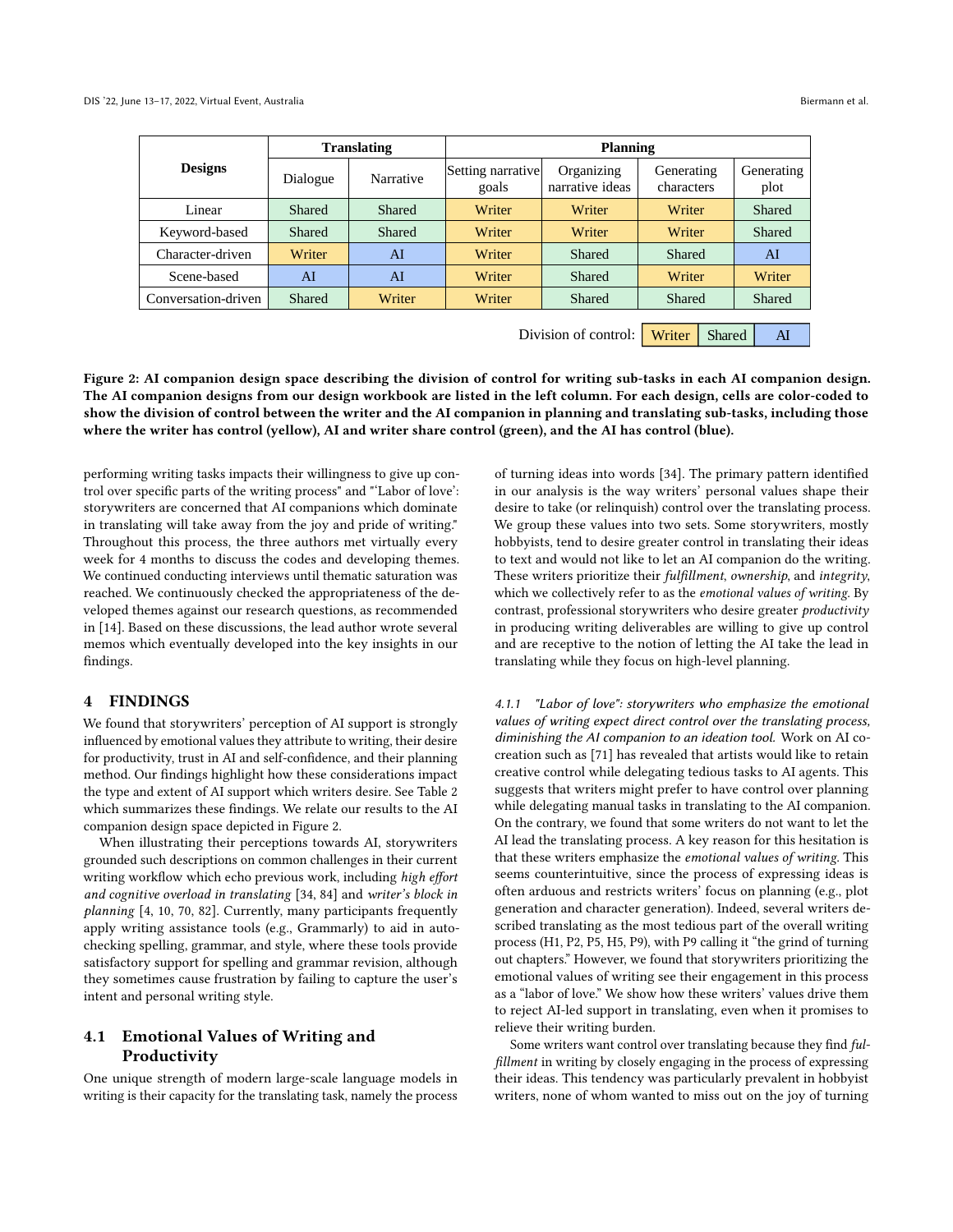| Designs | Translating | | Planning | | | |
|---|---|---|---|---|---|---|
| | Dialogue | Narrative | Setting narrative goals | Organizing narrative ideas | Generating characters | Generating plot |
| Linear | Shared | Shared | Writer | Writer | Writer | Shared |
| Keyword-based | Shared | Shared | Writer | Writer | Writer | Shared |
| Character-driven | Writer | AI | Writer | Shared | Shared | AI |
| Scene-based | AI | AI | Writer | Shared | Writer | Writer |
| Conversation-driven | Shared | Writer | Writer | Shared | Shared | Shared |

Division of control: Writer | Shared | AI

**Figure 2: AI companion design space describing the division of control for writing sub-tasks in each AI companion design. The AI companion designs from our design workbook are listed in the left column. For each design, cells are color-coded to show the division of control between the writer and the AI companion in planning and translating sub-tasks, including those where the writer has control (yellow), AI and writer share control (green), and the AI has control (blue).**

performing writing tasks impacts their willingness to give up control over specific parts of the writing process" and "'Labor of love': storywriters are concerned that AI companions which dominate in translating will take away from the joy and pride of writing." Throughout this process, the three authors met virtually every week for 4 months to discuss the codes and developing themes. We continued conducting interviews until thematic saturation was reached. We continuously checked the appropriateness of the developed themes against our research questions, as recommended in [14]. Based on these discussions, the lead author wrote several memos which eventually developed into the key insights in our findings.

## 4 FINDINGS

We found that storywriters' perception of AI support is strongly influenced by emotional values they attribute to writing, their desire for productivity, trust in AI and self-confidence, and their planning method. Our findings highlight how these considerations impact the type and extent of AI support which writers desire. See Table 2 which summarizes these findings. We relate our results to the AI companion design space depicted in Figure 2.

When illustrating their perceptions towards AI, storywriters grounded such descriptions on common challenges in their current writing workflow which echo previous work, including *high effort and cognitive overload in translating* [34, 84] and *writer's block in planning* [4, 10, 70, 82]. Currently, many participants frequently apply writing assistance tools (e.g., Grammarly) to aid in auto-checking spelling, grammar, and style, where these tools provide satisfactory support for spelling and grammar revision, although they sometimes cause frustration by failing to capture the user's intent and personal writing style.

### 4.1 Emotional Values of Writing and Productivity

One unique strength of modern large-scale language models in writing is their capacity for the translating task, namely the process of turning ideas into words [34]. The primary pattern identified in our analysis is the way writers' personal values shape their desire to take (or relinquish) control over the translating process. We group these values into two sets. Some storywriters, mostly hobbyists, tend to desire greater control in translating their ideas to text and would not like to let an AI companion do the writing. These writers prioritize their *fulfillment*, *ownership*, and *integrity*, which we collectively refer to as the *emotional values of writing*. By contrast, professional storywriters who desire greater *productivity* in producing writing deliverables are willing to give up control and are receptive to the notion of letting the AI take the lead in translating while they focus on high-level planning.

*4.1.1 "Labor of love": storywriters who emphasize the emotional values of writing expect direct control over the translating process, diminishing the AI companion to an ideation tool.* Work on AI co-creation such as [71] has revealed that artists would like to retain creative control while delegating tedious tasks to AI agents. This suggests that writers might prefer to have control over planning while delegating manual tasks in translating to the AI companion. On the contrary, we found that some writers do not want to let the AI lead the translating process. A key reason for this hesitation is that these writers emphasize the *emotional values of writing*. This seems counterintuitive, since the process of expressing ideas is often arduous and restricts writers' focus on planning (e.g., plot generation and character generation). Indeed, several writers described translating as the most tedious part of the overall writing process (H1, P2, P5, H5, P9), with P9 calling it "the grind of turning out chapters." However, we found that storywriters prioritizing the emotional values of writing see their engagement in this process as a "labor of love." We show how these writers' values drive them to reject AI-led support in translating, even when it promises to relieve their writing burden.

Some writers want control over translating because they find *fulfillment* in writing by closely engaging in the process of expressing their ideas. This tendency was particularly prevalent in hobbyist writers, none of whom wanted to miss out on the joy of turning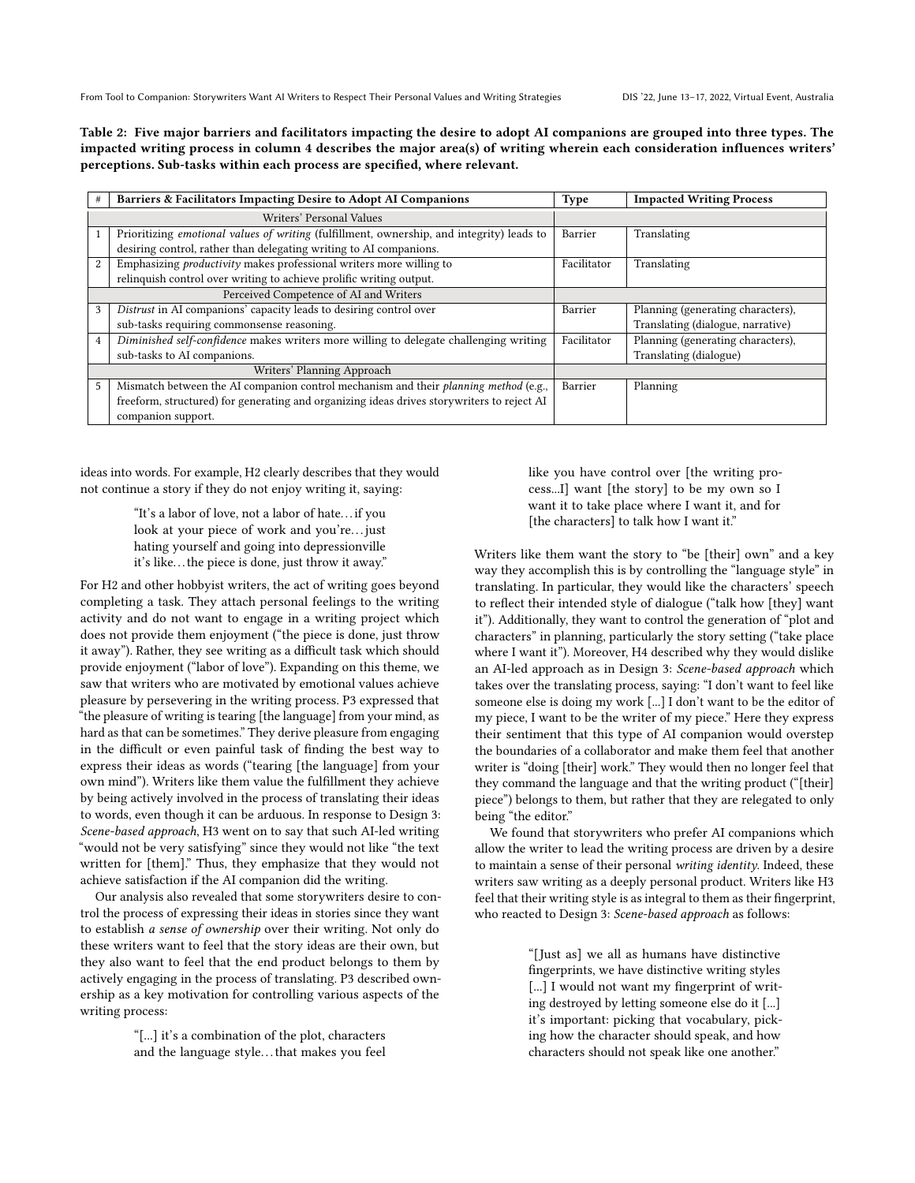**Table 2: Five major barriers and facilitators impacting the desire to adopt AI companions are grouped into three types. The impacted writing process in column 4 describes the major area(s) of writing wherein each consideration influences writers' perceptions. Sub-tasks within each process are specified, where relevant.**

| # | Barriers & Facilitators Impacting Desire to Adopt AI Companions | Type | Impacted Writing Process |
|---|---|---|---|
| | Writers' Personal Values | | |
| 1 | Prioritizing *emotional values of writing* (fulfillment, ownership, and integrity) leads to desiring control, rather than delegating writing to AI companions. | Barrier | Translating |
| 2 | Emphasizing *productivity* makes professional writers more willing to relinquish control over writing to achieve prolific writing output. | Facilitator | Translating |
| | Perceived Competence of AI and Writers | | |
| 3 | *Distrust* in AI companions' capacity leads to desiring control over sub-tasks requiring commonsense reasoning. | Barrier | Planning (generating characters), Translating (dialogue, narrative) |
| 4 | *Diminished self-confidence* makes writers more willing to delegate challenging writing sub-tasks to AI companions. | Facilitator | Planning (generating characters), Translating (dialogue) |
| | Writers' Planning Approach | | |
| 5 | Mismatch between the AI companion control mechanism and their *planning method* (e.g., freeform, structured) for generating and organizing ideas drives storywriters to reject AI companion support. | Barrier | Planning |

ideas into words. For example, H2 clearly describes that they would not continue a story if they do not enjoy writing it, saying:

> "It's a labor of love, not a labor of hate… if you look at your piece of work and you're… just hating yourself and going into depressionville it's like… the piece is done, just throw it away."

For H2 and other hobbyist writers, the act of writing goes beyond completing a task. They attach personal feelings to the writing activity and do not want to engage in a writing project which does not provide them enjoyment ("the piece is done, just throw it away"). Rather, they see writing as a difficult task which should provide enjoyment ("labor of love"). Expanding on this theme, we saw that writers who are motivated by emotional values achieve pleasure by persevering in the writing process. P3 expressed that "the pleasure of writing is tearing [the language] from your mind, as hard as that can be sometimes." They derive pleasure from engaging in the difficult or even painful task of finding the best way to express their ideas as words ("tearing [the language] from your own mind"). Writers like them value the fulfillment they achieve by being actively involved in the process of translating their ideas to words, even though it can be arduous. In response to Design 3: *Scene-based approach*, H3 went on to say that such AI-led writing "would not be very satisfying" since they would not like "the text written for [them]." Thus, they emphasize that they would not achieve satisfaction if the AI companion did the writing.

Our analysis also revealed that some storywriters desire to control the process of expressing their ideas in stories since they want to establish *a sense of ownership* over their writing. Not only do these writers want to feel that the story ideas are their own, but they also want to feel that the end product belongs to them by actively engaging in the process of translating. P3 described ownership as a key motivation for controlling various aspects of the writing process:

> "[...] it's a combination of the plot, characters and the language style… that makes you feel like you have control over [the writing process...I] want [the story] to be my own so I want it to take place where I want it, and for [the characters] to talk how I want it."

Writers like them want the story to "be [their] own" and a key way they accomplish this is by controlling the "language style" in translating. In particular, they would like the characters' speech to reflect their intended style of dialogue ("talk how [they] want it"). Additionally, they want to control the generation of "plot and characters" in planning, particularly the story setting ("take place where I want it"). Moreover, H4 described why they would dislike an AI-led approach as in Design 3: *Scene-based approach* which takes over the translating process, saying: "I don't want to feel like someone else is doing my work [...] I don't want to be the editor of my piece, I want to be the writer of my piece." Here they express their sentiment that this type of AI companion would overstep the boundaries of a collaborator and make them feel that another writer is "doing [their] work." They would then no longer feel that they command the language and that the writing product ("[their] piece") belongs to them, but rather that they are relegated to only being "the editor."

We found that storywriters who prefer AI companions which allow the writer to lead the writing process are driven by a desire to maintain a sense of their personal *writing identity*. Indeed, these writers saw writing as a deeply personal product. Writers like H3 feel that their writing style is as integral to them as their fingerprint, who reacted to Design 3: *Scene-based approach* as follows:

> "[Just as] we all as humans have distinctive fingerprints, we have distinctive writing styles [...] I would not want my fingerprint of writing destroyed by letting someone else do it [...] it's important: picking that vocabulary, picking how the character should speak, and how characters should not speak like one another."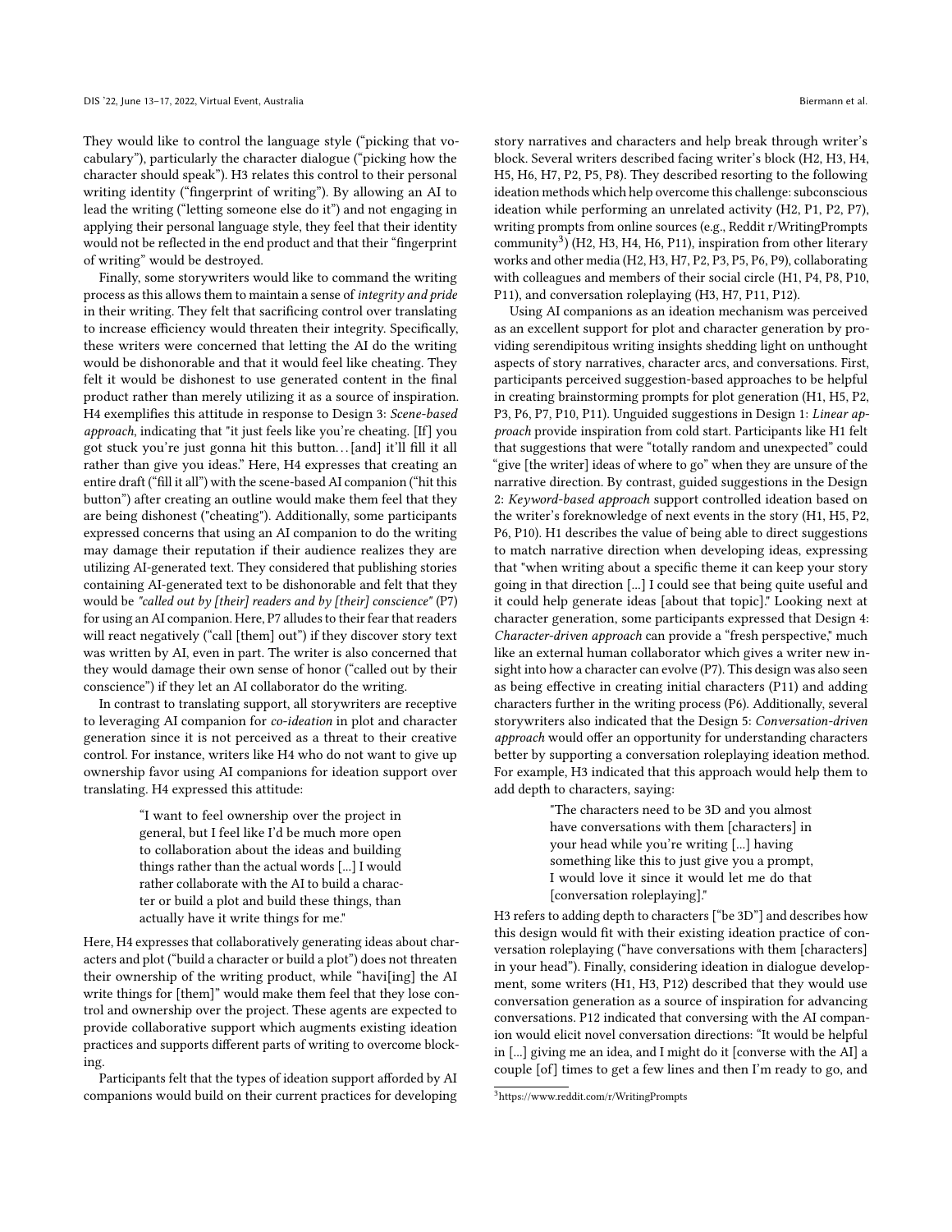They would like to control the language style ("picking that vocabulary"), particularly the character dialogue ("picking how the character should speak"). H3 relates this control to their personal writing identity ("fingerprint of writing"). By allowing an AI to lead the writing ("letting someone else do it") and not engaging in applying their personal language style, they feel that their identity would not be reflected in the end product and that their "fingerprint of writing" would be destroyed.

Finally, some storywriters would like to command the writing process as this allows them to maintain a sense of *integrity and pride* in their writing. They felt that sacrificing control over translating to increase efficiency would threaten their integrity. Specifically, these writers were concerned that letting the AI do the writing would be dishonorable and that it would feel like cheating. They felt it would be dishonest to use generated content in the final product rather than merely utilizing it as a source of inspiration. H4 exemplifies this attitude in response to Design 3: *Scene-based approach*, indicating that "it just feels like you're cheating. [If] you got stuck you're just gonna hit this button. . . [and] it'll fill it all rather than give you ideas." Here, H4 expresses that creating an entire draft ("fill it all") with the scene-based AI companion ("hit this button") after creating an outline would make them feel that they are being dishonest ("cheating"). Additionally, some participants expressed concerns that using an AI companion to do the writing may damage their reputation if their audience realizes they are utilizing AI-generated text. They considered that publishing stories containing AI-generated text to be dishonorable and felt that they would be *"called out by [their] readers and by [their] conscience"* (P7) for using an AI companion. Here, P7 alludes to their fear that readers will react negatively ("call [them] out") if they discover story text was written by AI, even in part. The writer is also concerned that they would damage their own sense of honor ("called out by their conscience") if they let an AI collaborator do the writing.

In contrast to translating support, all storywriters are receptive to leveraging AI companion for *co-ideation* in plot and character generation since it is not perceived as a threat to their creative control. For instance, writers like H4 who do not want to give up ownership favor using AI companions for ideation support over translating. H4 expressed this attitude:

> "I want to feel ownership over the project in general, but I feel like I'd be much more open to collaboration about the ideas and building things rather than the actual words [...] I would rather collaborate with the AI to build a character or build a plot and build these things, than actually have it write things for me."

Here, H4 expresses that collaboratively generating ideas about characters and plot ("build a character or build a plot") does not threaten their ownership of the writing product, while "havi[ing] the AI write things for [them]" would make them feel that they lose control and ownership over the project. These agents are expected to provide collaborative support which augments existing ideation practices and supports different parts of writing to overcome blocking.

Participants felt that the types of ideation support afforded by AI companions would build on their current practices for developing story narratives and characters and help break through writer's block. Several writers described facing writer's block (H2, H3, H4, H5, H6, H7, P2, P5, P8). They described resorting to the following ideation methods which help overcome this challenge: subconscious ideation while performing an unrelated activity (H2, P1, P2, P7), writing prompts from online sources (e.g., Reddit r/WritingPrompts community[3]) (H2, H3, H4, H6, P11), inspiration from other literary works and other media (H2, H3, H7, P2, P3, P5, P6, P9), collaborating with colleagues and members of their social circle (H1, P4, P8, P10, P11), and conversation roleplaying (H3, H7, P11, P12).

Using AI companions as an ideation mechanism was perceived as an excellent support for plot and character generation by providing serendipitous writing insights shedding light on unthought aspects of story narratives, character arcs, and conversations. First, participants perceived suggestion-based approaches to be helpful in creating brainstorming prompts for plot generation (H1, H5, P2, P3, P6, P7, P10, P11). Unguided suggestions in Design 1: *Linear approach* provide inspiration from cold start. Participants like H1 felt that suggestions that were "totally random and unexpected" could "give [the writer] ideas of where to go" when they are unsure of the narrative direction. By contrast, guided suggestions in the Design 2: *Keyword-based approach* support controlled ideation based on the writer's foreknowledge of next events in the story (H1, H5, P2, P6, P10). H1 describes the value of being able to direct suggestions to match narrative direction when developing ideas, expressing that "when writing about a specific theme it can keep your story going in that direction [...] I could see that being quite useful and it could help generate ideas [about that topic]." Looking next at character generation, some participants expressed that Design 4: *Character-driven approach* can provide a "fresh perspective," much like an external human collaborator which gives a writer new insight into how a character can evolve (P7). This design was also seen as being effective in creating initial characters (P11) and adding characters further in the writing process (P6). Additionally, several storywriters also indicated that the Design 5: *Conversation-driven approach* would offer an opportunity for understanding characters better by supporting a conversation roleplaying ideation method. For example, H3 indicated that this approach would help them to add depth to characters, saying:

> "The characters need to be 3D and you almost have conversations with them [characters] in your head while you're writing [...] having something like this to just give you a prompt, I would love it since it would let me do that [conversation roleplaying]."

H3 refers to adding depth to characters ["be 3D"] and describes how this design would fit with their existing ideation practice of conversation roleplaying ("have conversations with them [characters] in your head"). Finally, considering ideation in dialogue development, some writers (H1, H3, P12) described that they would use conversation generation as a source of inspiration for advancing conversations. P12 indicated that conversing with the AI companion would elicit novel conversation directions: "It would be helpful in [...] giving me an idea, and I might do it [converse with the AI] a couple [of] times to get a few lines and then I'm ready to go, and

[3]https://www.reddit.com/r/WritingPrompts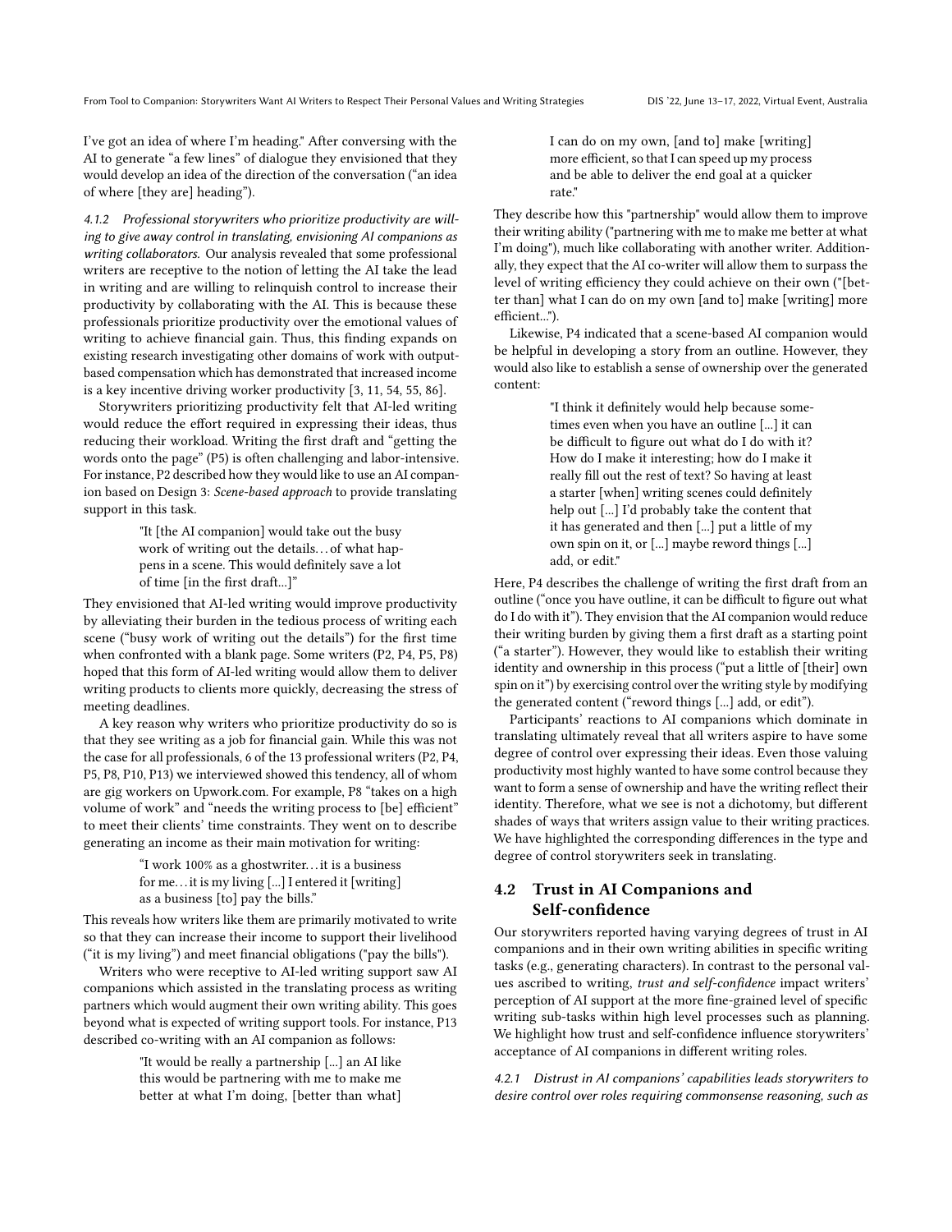I've got an idea of where I'm heading." After conversing with the AI to generate "a few lines" of dialogue they envisioned that they would develop an idea of the direction of the conversation ("an idea of where [they are] heading").

#### 4.1.2 Professional storywriters who prioritize productivity are willing to give away control in translating, envisioning AI companions as writing collaborators.

Our analysis revealed that some professional writers are receptive to the notion of letting the AI take the lead in writing and are willing to relinquish control to increase their productivity by collaborating with the AI. This is because these professionals prioritize productivity over the emotional values of writing to achieve financial gain. Thus, this finding expands on existing research investigating other domains of work with output-based compensation which has demonstrated that increased income is a key incentive driving worker productivity [3, 11, 54, 55, 86].

Storywriters prioritizing productivity felt that AI-led writing would reduce the effort required in expressing their ideas, thus reducing their workload. Writing the first draft and "getting the words onto the page" (P5) is often challenging and labor-intensive. For instance, P2 described how they would like to use an AI companion based on Design 3: *Scene-based approach* to provide translating support in this task.

> "It [the AI companion] would take out the busy work of writing out the details…of what happens in a scene. This would definitely save a lot of time [in the first draft...]"

They envisioned that AI-led writing would improve productivity by alleviating their burden in the tedious process of writing each scene ("busy work of writing out the details") for the first time when confronted with a blank page. Some writers (P2, P4, P5, P8) hoped that this form of AI-led writing would allow them to deliver writing products to clients more quickly, decreasing the stress of meeting deadlines.

A key reason why writers who prioritize productivity do so is that they see writing as a job for financial gain. While this was not the case for all professionals, 6 of the 13 professional writers (P2, P4, P5, P8, P10, P13) we interviewed showed this tendency, all of whom are gig workers on Upwork.com. For example, P8 "takes on a high volume of work" and "needs the writing process to [be] efficient" to meet their clients' time constraints. They went on to describe generating an income as their main motivation for writing:

> "I work 100% as a ghostwriter…it is a business for me…it is my living [...] I entered it [writing] as a business [to] pay the bills."

This reveals how writers like them are primarily motivated to write so that they can increase their income to support their livelihood ("it is my living") and meet financial obligations ("pay the bills").

Writers who were receptive to AI-led writing support saw AI companions which assisted in the translating process as writing partners which would augment their own writing ability. This goes beyond what is expected of writing support tools. For instance, P13 described co-writing with an AI companion as follows:

> "It would be really a partnership [...] an AI like this would be partnering with me to make me better at what I'm doing, [better than what] I can do on my own, [and to] make [writing] more efficient, so that I can speed up my process and be able to deliver the end goal at a quicker rate."

They describe how this "partnership" would allow them to improve their writing ability ("partnering with me to make me better at what I'm doing"), much like collaborating with another writer. Additionally, they expect that the AI co-writer will allow them to surpass the level of writing efficiency they could achieve on their own ("[better than] what I can do on my own [and to] make [writing] more efficient...").

Likewise, P4 indicated that a scene-based AI companion would be helpful in developing a story from an outline. However, they would also like to establish a sense of ownership over the generated content:

> "I think it definitely would help because sometimes even when you have an outline [...] it can be difficult to figure out what do I do with it? How do I make it interesting; how do I make it really fill out the rest of text? So having at least a starter [when] writing scenes could definitely help out [...] I'd probably take the content that it has generated and then [...] put a little of my own spin on it, or [...] maybe reword things [...] add, or edit."

Here, P4 describes the challenge of writing the first draft from an outline ("once you have outline, it can be difficult to figure out what do I do with it"). They envision that the AI companion would reduce their writing burden by giving them a first draft as a starting point ("a starter"). However, they would like to establish their writing identity and ownership in this process ("put a little of [their] own spin on it") by exercising control over the writing style by modifying the generated content ("reword things [...] add, or edit").

Participants' reactions to AI companions which dominate in translating ultimately reveal that all writers aspire to have some degree of control over expressing their ideas. Even those valuing productivity most highly wanted to have some control because they want to form a sense of ownership and have the writing reflect their identity. Therefore, what we see is not a dichotomy, but different shades of ways that writers assign value to their writing practices. We have highlighted the corresponding differences in the type and degree of control storywriters seek in translating.

## 4.2 Trust in AI Companions and Self-confidence

Our storywriters reported having varying degrees of trust in AI companions and in their own writing abilities in specific writing tasks (e.g., generating characters). In contrast to the personal values ascribed to writing, *trust and self-confidence* impact writers' perception of AI support at the more fine-grained level of specific writing sub-tasks within high level processes such as planning. We highlight how trust and self-confidence influence storywriters' acceptance of AI companions in different writing roles.

#### 4.2.1 Distrust in AI companions' capabilities leads storywriters to desire control over roles requiring commonsense reasoning, such as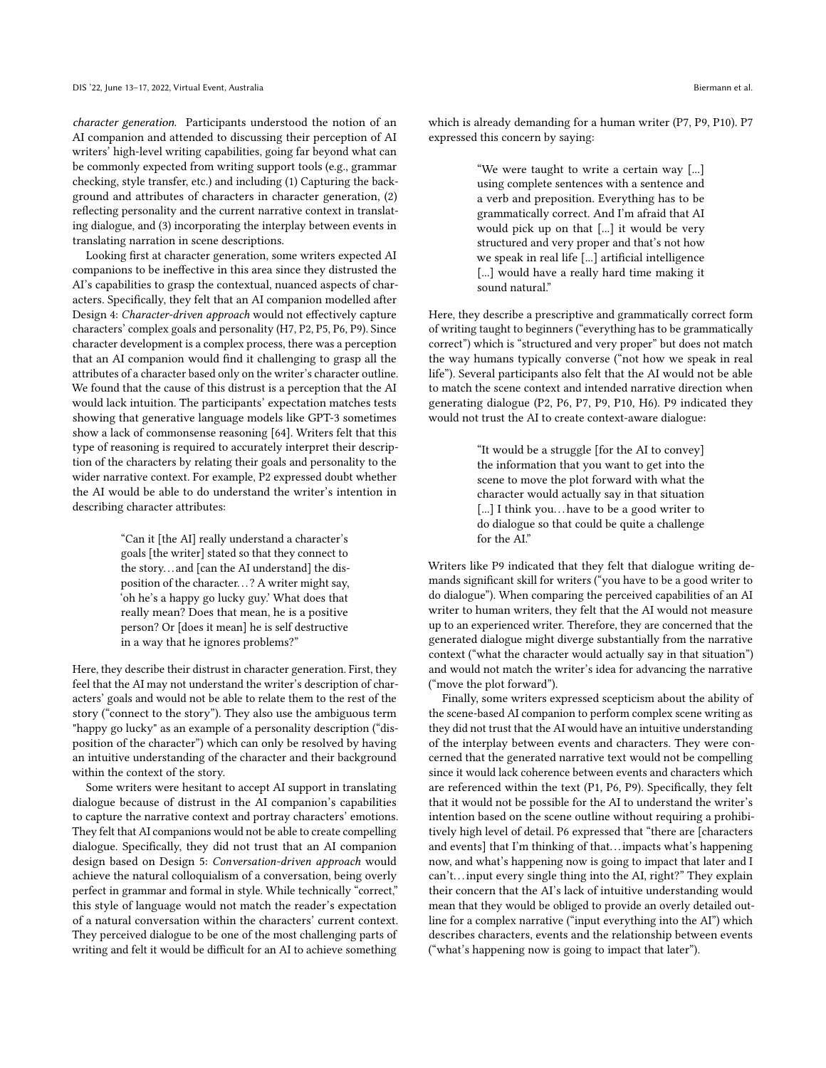*character generation.* Participants understood the notion of an AI companion and attended to discussing their perception of AI writers' high-level writing capabilities, going far beyond what can be commonly expected from writing support tools (e.g., grammar checking, style transfer, etc.) and including (1) Capturing the background and attributes of characters in character generation, (2) reflecting personality and the current narrative context in translating dialogue, and (3) incorporating the interplay between events in translating narration in scene descriptions.

Looking first at character generation, some writers expected AI companions to be ineffective in this area since they distrusted the AI's capabilities to grasp the contextual, nuanced aspects of characters. Specifically, they felt that an AI companion modelled after Design 4: *Character-driven approach* would not effectively capture characters' complex goals and personality (H7, P2, P5, P6, P9). Since character development is a complex process, there was a perception that an AI companion would find it challenging to grasp all the attributes of a character based only on the writer's character outline. We found that the cause of this distrust is a perception that the AI would lack intuition. The participants' expectation matches tests showing that generative language models like GPT-3 sometimes show a lack of commonsense reasoning [64]. Writers felt that this type of reasoning is required to accurately interpret their description of the characters by relating their goals and personality to the wider narrative context. For example, P2 expressed doubt whether the AI would be able to do understand the writer's intention in describing character attributes:

> "Can it [the AI] really understand a character's goals [the writer] stated so that they connect to the story…and [can the AI understand] the disposition of the character…? A writer might say, 'oh he's a happy go lucky guy.' What does that really mean? Does that mean, he is a positive person? Or [does it mean] he is self destructive in a way that he ignores problems?"

Here, they describe their distrust in character generation. First, they feel that the AI may not understand the writer's description of characters' goals and would not be able to relate them to the rest of the story ("connect to the story"). They also use the ambiguous term "happy go lucky" as an example of a personality description ("disposition of the character") which can only be resolved by having an intuitive understanding of the character and their background within the context of the story.

Some writers were hesitant to accept AI support in translating dialogue because of distrust in the AI companion's capabilities to capture the narrative context and portray characters' emotions. They felt that AI companions would not be able to create compelling dialogue. Specifically, they did not trust that an AI companion design based on Design 5: *Conversation-driven approach* would achieve the natural colloquialism of a conversation, being overly perfect in grammar and formal in style. While technically "correct," this style of language would not match the reader's expectation of a natural conversation within the characters' current context. They perceived dialogue to be one of the most challenging parts of writing and felt it would be difficult for an AI to achieve something which is already demanding for a human writer (P7, P9, P10). P7 expressed this concern by saying:

> "We were taught to write a certain way […] using complete sentences with a sentence and a verb and preposition. Everything has to be grammatically correct. And I'm afraid that AI would pick up on that […] it would be very structured and very proper and that's not how we speak in real life […] artificial intelligence […] would have a really hard time making it sound natural."

Here, they describe a prescriptive and grammatically correct form of writing taught to beginners ("everything has to be grammatically correct") which is "structured and very proper" but does not match the way humans typically converse ("not how we speak in real life"). Several participants also felt that the AI would not be able to match the scene context and intended narrative direction when generating dialogue (P2, P6, P7, P9, P10, H6). P9 indicated they would not trust the AI to create context-aware dialogue:

> "It would be a struggle [for the AI to convey] the information that you want to get into the scene to move the plot forward with what the character would actually say in that situation […] I think you…have to be a good writer to do dialogue so that could be quite a challenge for the AI."

Writers like P9 indicated that they felt that dialogue writing demands significant skill for writers ("you have to be a good writer to do dialogue"). When comparing the perceived capabilities of an AI writer to human writers, they felt that the AI would not measure up to an experienced writer. Therefore, they are concerned that the generated dialogue might diverge substantially from the narrative context ("what the character would actually say in that situation") and would not match the writer's idea for advancing the narrative ("move the plot forward").

Finally, some writers expressed scepticism about the ability of the scene-based AI companion to perform complex scene writing as they did not trust that the AI would have an intuitive understanding of the interplay between events and characters. They were concerned that the generated narrative text would not be compelling since it would lack coherence between events and characters which are referenced within the text (P1, P6, P9). Specifically, they felt that it would not be possible for the AI to understand the writer's intention based on the scene outline without requiring a prohibitively high level of detail. P6 expressed that "there are [characters and events] that I'm thinking of that…impacts what's happening now, and what's happening now is going to impact that later and I can't…input every single thing into the AI, right?" They explain their concern that the AI's lack of intuitive understanding would mean that they would be obliged to provide an overly detailed outline for a complex narrative ("input everything into the AI") which describes characters, events and the relationship between events ("what's happening now is going to impact that later").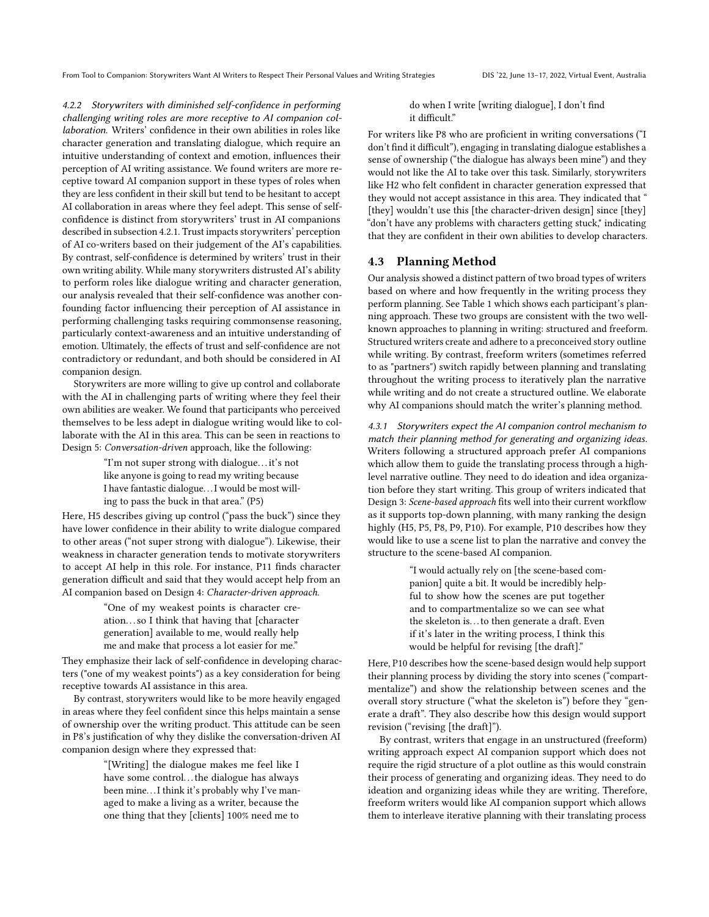#### 4.2.2 Storywriters with diminished self-confidence in performing challenging writing roles are more receptive to AI companion collaboration.

Writers' confidence in their own abilities in roles like character generation and translating dialogue, which require an intuitive understanding of context and emotion, influences their perception of AI writing assistance. We found writers are more receptive toward AI companion support in these types of roles when they are less confident in their skill but tend to be hesitant to accept AI collaboration in areas where they feel adept. This sense of self-confidence is distinct from storywriters' trust in AI companions described in subsection 4.2.1. Trust impacts storywriters' perception of AI co-writers based on their judgement of the AI's capabilities. By contrast, self-confidence is determined by writers' trust in their own writing ability. While many storywriters distrusted AI's ability to perform roles like dialogue writing and character generation, our analysis revealed that their self-confidence was another confounding factor influencing their perception of AI assistance in performing challenging tasks requiring commonsense reasoning, particularly context-awareness and an intuitive understanding of emotion. Ultimately, the effects of trust and self-confidence are not contradictory or redundant, and both should be considered in AI companion design.

Storywriters are more willing to give up control and collaborate with the AI in challenging parts of writing where they feel their own abilities are weaker. We found that participants who perceived themselves to be less adept in dialogue writing would like to collaborate with the AI in this area. This can be seen in reactions to Design 5: *Conversation-driven* approach, like the following:

> "I'm not super strong with dialogue…it's not like anyone is going to read my writing because I have fantastic dialogue…I would be most willing to pass the buck in that area." (P5)

Here, H5 describes giving up control ("pass the buck") since they have lower confidence in their ability to write dialogue compared to other areas ("not super strong with dialogue"). Likewise, their weakness in character generation tends to motivate storywriters to accept AI help in this role. For instance, P11 finds character generation difficult and said that they would accept help from an AI companion based on Design 4: *Character-driven approach*.

> "One of my weakest points is character creation…so I think that having that [character generation] available to me, would really help me and make that process a lot easier for me."

They emphasize their lack of self-confidence in developing characters ("one of my weakest points") as a key consideration for being receptive towards AI assistance in this area.

By contrast, storywriters would like to be more heavily engaged in areas where they feel confident since this helps maintain a sense of ownership over the writing product. This attitude can be seen in P8's justification of why they dislike the conversation-driven AI companion design where they expressed that:

> "[Writing] the dialogue makes me feel like I have some control…the dialogue has always been mine…I think it's probably why I've managed to make a living as a writer, because the one thing that they [clients] 100% need me to do when I write [writing dialogue], I don't find it difficult."

For writers like P8 who are proficient in writing conversations ("I don't find it difficult"), engaging in translating dialogue establishes a sense of ownership ("the dialogue has always been mine") and they would not like the AI to take over this task. Similarly, storywriters like H2 who felt confident in character generation expressed that they would not accept assistance in this area. They indicated that " [they] wouldn't use this [the character-driven design] since [they] "don't have any problems with characters getting stuck," indicating that they are confident in their own abilities to develop characters.

### 4.3 Planning Method

Our analysis showed a distinct pattern of two broad types of writers based on where and how frequently in the writing process they perform planning. See Table 1 which shows each participant's planning approach. These two groups are consistent with the two well-known approaches to planning in writing: structured and freeform. Structured writers create and adhere to a preconceived story outline while writing. By contrast, freeform writers (sometimes referred to as "partners") switch rapidly between planning and translating throughout the writing process to iteratively plan the narrative while writing and do not create a structured outline. We elaborate why AI companions should match the writer's planning method.

#### 4.3.1 Storywriters expect the AI companion control mechanism to match their planning method for generating and organizing ideas.

Writers following a structured approach prefer AI companions which allow them to guide the translating process through a high-level narrative outline. They need to do ideation and idea organization before they start writing. This group of writers indicated that Design 3: *Scene-based approach* fits well into their current workflow as it supports top-down planning, with many ranking the design highly (H5, P5, P8, P9, P10). For example, P10 describes how they would like to use a scene list to plan the narrative and convey the structure to the scene-based AI companion.

> "I would actually rely on [the scene-based companion] quite a bit. It would be incredibly helpful to show how the scenes are put together and to compartmentalize so we can see what the skeleton is…to then generate a draft. Even if it's later in the writing process, I think this would be helpful for revising [the draft]."

Here, P10 describes how the scene-based design would help support their planning process by dividing the story into scenes ("compartmentalize") and show the relationship between scenes and the overall story structure ("what the skeleton is") before they "generate a draft". They also describe how this design would support revision ("revising [the draft]").

By contrast, writers that engage in an unstructured (freeform) writing approach expect AI companion support which does not require the rigid structure of a plot outline as this would constrain their process of generating and organizing ideas. They need to do ideation and organizing ideas while they are writing. Therefore, freeform writers would like AI companion support which allows them to interleave iterative planning with their translating process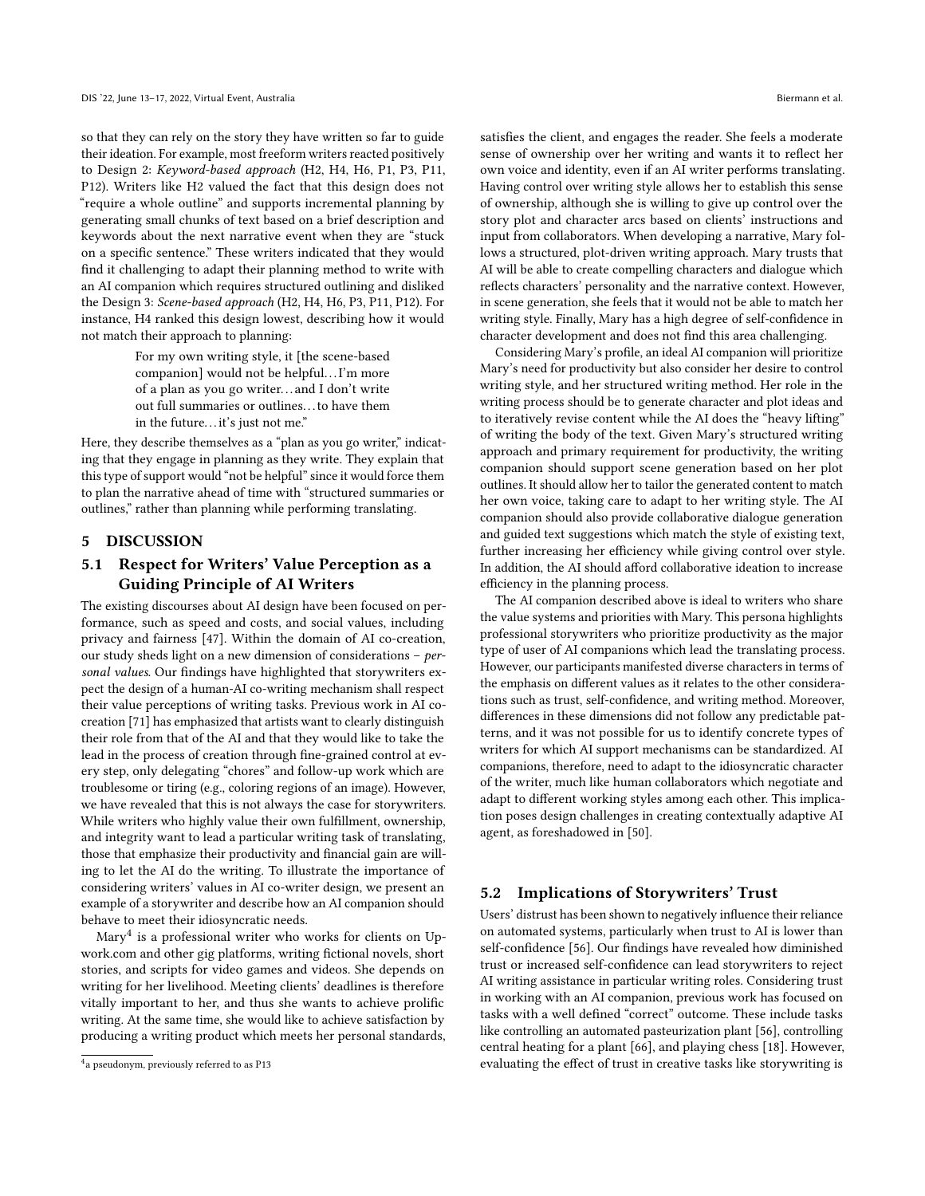so that they can rely on the story they have written so far to guide their ideation. For example, most freeform writers reacted positively to Design 2: *Keyword-based approach* (H2, H4, H6, P1, P3, P11, P12). Writers like H2 valued the fact that this design does not "require a whole outline" and supports incremental planning by generating small chunks of text based on a brief description and keywords about the next narrative event when they are "stuck on a specific sentence." These writers indicated that they would find it challenging to adapt their planning method to write with an AI companion which requires structured outlining and disliked the Design 3: *Scene-based approach* (H2, H4, H6, P3, P11, P12). For instance, H4 ranked this design lowest, describing how it would not match their approach to planning:

> For my own writing style, it [the scene-based companion] would not be helpful…I'm more of a plan as you go writer…and I don't write out full summaries or outlines…to have them in the future… it's just not me."

Here, they describe themselves as a "plan as you go writer," indicating that they engage in planning as they write. They explain that this type of support would "not be helpful" since it would force them to plan the narrative ahead of time with "structured summaries or outlines," rather than planning while performing translating.

## 5 DISCUSSION

### 5.1 Respect for Writers' Value Perception as a Guiding Principle of AI Writers

The existing discourses about AI design have been focused on performance, such as speed and costs, and social values, including privacy and fairness [47]. Within the domain of AI co-creation, our study sheds light on a new dimension of considerations – *personal values*. Our findings have highlighted that storywriters expect the design of a human-AI co-writing mechanism shall respect their value perceptions of writing tasks. Previous work in AI co-creation [71] has emphasized that artists want to clearly distinguish their role from that of the AI and that they would like to take the lead in the process of creation through fine-grained control at every step, only delegating "chores" and follow-up work which are troublesome or tiring (e.g., coloring regions of an image). However, we have revealed that this is not always the case for storywriters. While writers who highly value their own fulfillment, ownership, and integrity want to lead a particular writing task of translating, those that emphasize their productivity and financial gain are willing to let the AI do the writing. To illustrate the importance of considering writers' values in AI co-writer design, we present an example of a storywriter and describe how an AI companion should behave to meet their idiosyncratic needs.

Mary[4] is a professional writer who works for clients on Upwork.com and other gig platforms, writing fictional novels, short stories, and scripts for video games and videos. She depends on writing for her livelihood. Meeting clients' deadlines is therefore vitally important to her, and thus she wants to achieve prolific writing. At the same time, she would like to achieve satisfaction by producing a writing product which meets her personal standards, satisfies the client, and engages the reader. She feels a moderate sense of ownership over her writing and wants it to reflect her own voice and identity, even if an AI writer performs translating. Having control over writing style allows her to establish this sense of ownership, although she is willing to give up control over the story plot and character arcs based on clients' instructions and input from collaborators. When developing a narrative, Mary follows a structured, plot-driven writing approach. Mary trusts that AI will be able to create compelling characters and dialogue which reflects characters' personality and the narrative context. However, in scene generation, she feels that it would not be able to match her writing style. Finally, Mary has a high degree of self-confidence in character development and does not find this area challenging.

Considering Mary's profile, an ideal AI companion will prioritize Mary's need for productivity but also consider her desire to control writing style, and her structured writing method. Her role in the writing process should be to generate character and plot ideas and to iteratively revise content while the AI does the "heavy lifting" of writing the body of the text. Given Mary's structured writing approach and primary requirement for productivity, the writing companion should support scene generation based on her plot outlines. It should allow her to tailor the generated content to match her own voice, taking care to adapt to her writing style. The AI companion should also provide collaborative dialogue generation and guided text suggestions which match the style of existing text, further increasing her efficiency while giving control over style. In addition, the AI should afford collaborative ideation to increase efficiency in the planning process.

The AI companion described above is ideal to writers who share the value systems and priorities with Mary. This persona highlights professional storywriters who prioritize productivity as the major type of user of AI companions which lead the translating process. However, our participants manifested diverse characters in terms of the emphasis on different values as it relates to the other considerations such as trust, self-confidence, and writing method. Moreover, differences in these dimensions did not follow any predictable patterns, and it was not possible for us to identify concrete types of writers for which AI support mechanisms can be standardized. AI companions, therefore, need to adapt to the idiosyncratic character of the writer, much like human collaborators which negotiate and adapt to different working styles among each other. This implication poses design challenges in creating contextually adaptive AI agent, as foreshadowed in [50].

### 5.2 Implications of Storywriters' Trust

Users' distrust has been shown to negatively influence their reliance on automated systems, particularly when trust to AI is lower than self-confidence [56]. Our findings have revealed how diminished trust or increased self-confidence can lead storywriters to reject AI writing assistance in particular writing roles. Considering trust in working with an AI companion, previous work has focused on tasks with a well defined "correct" outcome. These include tasks like controlling an automated pasteurization plant [56], controlling central heating for a plant [66], and playing chess [18]. However, evaluating the effect of trust in creative tasks like storywriting is

[4] a pseudonym, previously referred to as P13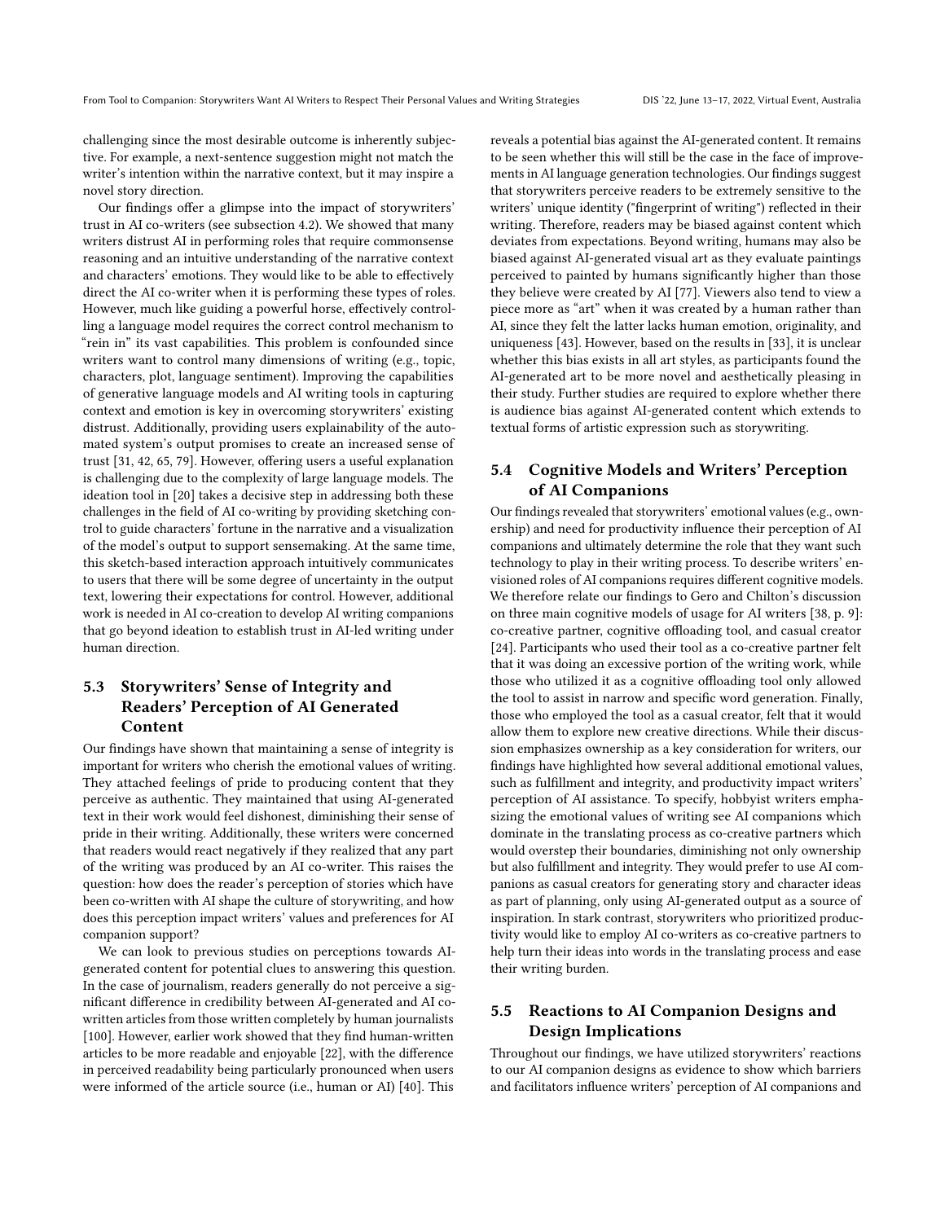challenging since the most desirable outcome is inherently subjective. For example, a next-sentence suggestion might not match the writer's intention within the narrative context, but it may inspire a novel story direction.

Our findings offer a glimpse into the impact of storywriters' trust in AI co-writers (see subsection 4.2). We showed that many writers distrust AI in performing roles that require commonsense reasoning and an intuitive understanding of the narrative context and characters' emotions. They would like to be able to effectively direct the AI co-writer when it is performing these types of roles. However, much like guiding a powerful horse, effectively controlling a language model requires the correct control mechanism to "rein in" its vast capabilities. This problem is confounded since writers want to control many dimensions of writing (e.g., topic, characters, plot, language sentiment). Improving the capabilities of generative language models and AI writing tools in capturing context and emotion is key in overcoming storywriters' existing distrust. Additionally, providing users explainability of the automated system's output promises to create an increased sense of trust [31, 42, 65, 79]. However, offering users a useful explanation is challenging due to the complexity of large language models. The ideation tool in [20] takes a decisive step in addressing both these challenges in the field of AI co-writing by providing sketching control to guide characters' fortune in the narrative and a visualization of the model's output to support sensemaking. At the same time, this sketch-based interaction approach intuitively communicates to users that there will be some degree of uncertainty in the output text, lowering their expectations for control. However, additional work is needed in AI co-creation to develop AI writing companions that go beyond ideation to establish trust in AI-led writing under human direction.

## 5.3 Storywriters' Sense of Integrity and Readers' Perception of AI Generated Content

Our findings have shown that maintaining a sense of integrity is important for writers who cherish the emotional values of writing. They attached feelings of pride to producing content that they perceive as authentic. They maintained that using AI-generated text in their work would feel dishonest, diminishing their sense of pride in their writing. Additionally, these writers were concerned that readers would react negatively if they realized that any part of the writing was produced by an AI co-writer. This raises the question: how does the reader's perception of stories which have been co-written with AI shape the culture of storywriting, and how does this perception impact writers' values and preferences for AI companion support?

We can look to previous studies on perceptions towards AI-generated content for potential clues to answering this question. In the case of journalism, readers generally do not perceive a significant difference in credibility between AI-generated and AI co-written articles from those written completely by human journalists [100]. However, earlier work showed that they find human-written articles to be more readable and enjoyable [22], with the difference in perceived readability being particularly pronounced when users were informed of the article source (i.e., human or AI) [40]. This reveals a potential bias against the AI-generated content. It remains to be seen whether this will still be the case in the face of improvements in AI language generation technologies. Our findings suggest that storywriters perceive readers to be extremely sensitive to the writers' unique identity ("fingerprint of writing") reflected in their writing. Therefore, readers may be biased against content which deviates from expectations. Beyond writing, humans may also be biased against AI-generated visual art as they evaluate paintings perceived to painted by humans significantly higher than those they believe were created by AI [77]. Viewers also tend to view a piece more as "art" when it was created by a human rather than AI, since they felt the latter lacks human emotion, originality, and uniqueness [43]. However, based on the results in [33], it is unclear whether this bias exists in all art styles, as participants found the AI-generated art to be more novel and aesthetically pleasing in their study. Further studies are required to explore whether there is audience bias against AI-generated content which extends to textual forms of artistic expression such as storywriting.

## 5.4 Cognitive Models and Writers' Perception of AI Companions

Our findings revealed that storywriters' emotional values (e.g., ownership) and need for productivity influence their perception of AI companions and ultimately determine the role that they want such technology to play in their writing process. To describe writers' envisioned roles of AI companions requires different cognitive models. We therefore relate our findings to Gero and Chilton's discussion on three main cognitive models of usage for AI writers [38, p. 9]: co-creative partner, cognitive offloading tool, and casual creator [24]. Participants who used their tool as a co-creative partner felt that it was doing an excessive portion of the writing work, while those who utilized it as a cognitive offloading tool only allowed the tool to assist in narrow and specific word generation. Finally, those who employed the tool as a casual creator, felt that it would allow them to explore new creative directions. While their discussion emphasizes ownership as a key consideration for writers, our findings have highlighted how several additional emotional values, such as fulfillment and integrity, and productivity impact writers' perception of AI assistance. To specify, hobbyist writers emphasizing the emotional values of writing see AI companions which dominate in the translating process as co-creative partners which would overstep their boundaries, diminishing not only ownership but also fulfillment and integrity. They would prefer to use AI companions as casual creators for generating story and character ideas as part of planning, only using AI-generated output as a source of inspiration. In stark contrast, storywriters who prioritized productivity would like to employ AI co-writers as co-creative partners to help turn their ideas into words in the translating process and ease their writing burden.

## 5.5 Reactions to AI Companion Designs and Design Implications

Throughout our findings, we have utilized storywriters' reactions to our AI companion designs as evidence to show which barriers and facilitators influence writers' perception of AI companions and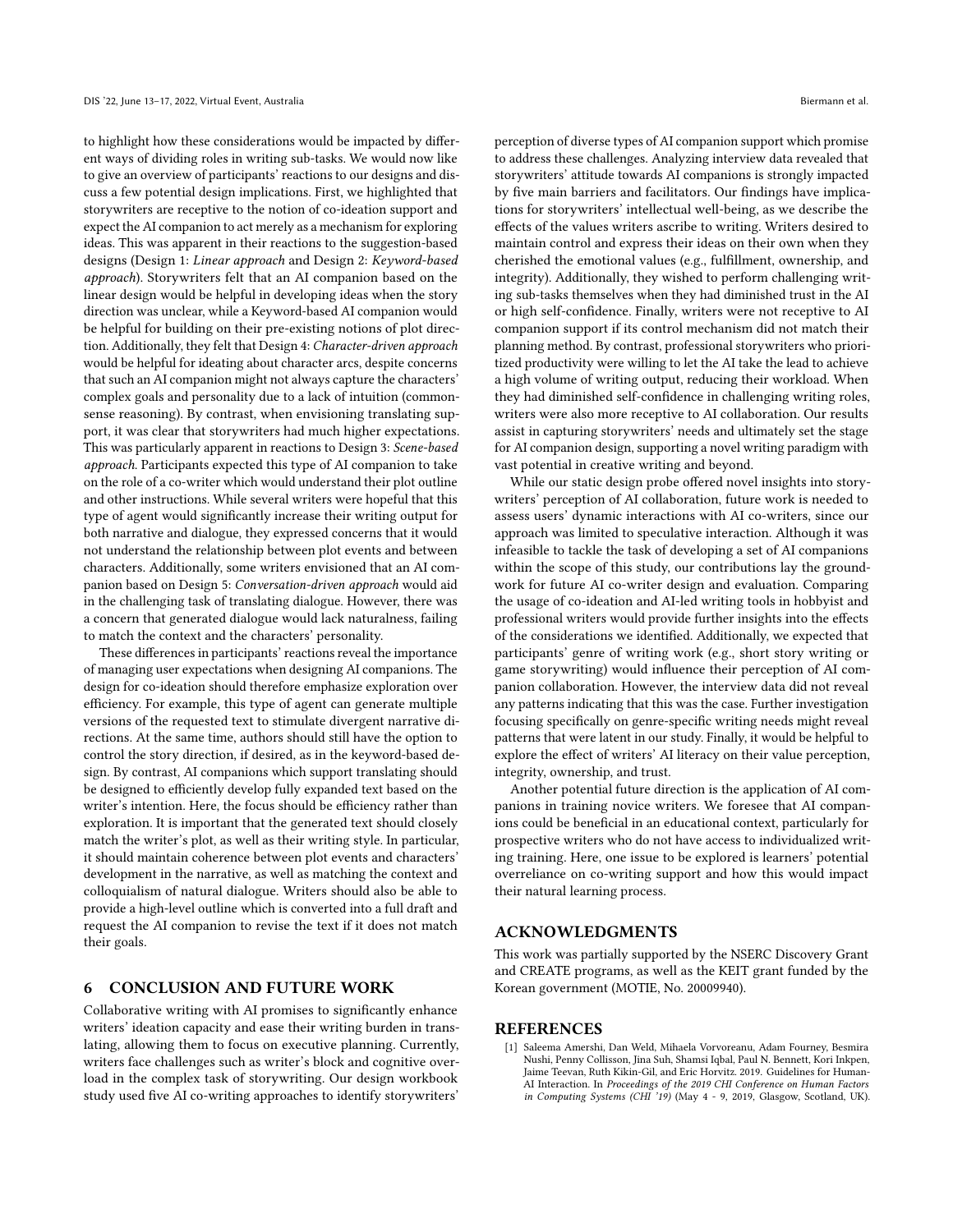to highlight how these considerations would be impacted by different ways of dividing roles in writing sub-tasks. We would now like to give an overview of participants' reactions to our designs and discuss a few potential design implications. First, we highlighted that storywriters are receptive to the notion of co-ideation support and expect the AI companion to act merely as a mechanism for exploring ideas. This was apparent in their reactions to the suggestion-based designs (Design 1: *Linear approach* and Design 2: *Keyword-based approach*). Storywriters felt that an AI companion based on the linear design would be helpful in developing ideas when the story direction was unclear, while a Keyword-based AI companion would be helpful for building on their pre-existing notions of plot direction. Additionally, they felt that Design 4: *Character-driven approach* would be helpful for ideating about character arcs, despite concerns that such an AI companion might not always capture the characters' complex goals and personality due to a lack of intuition (commonsense reasoning). By contrast, when envisioning translating support, it was clear that storywriters had much higher expectations. This was particularly apparent in reactions to Design 3: *Scene-based approach*. Participants expected this type of AI companion to take on the role of a co-writer which would understand their plot outline and other instructions. While several writers were hopeful that this type of agent would significantly increase their writing output for both narrative and dialogue, they expressed concerns that it would not understand the relationship between plot events and between characters. Additionally, some writers envisioned that an AI companion based on Design 5: *Conversation-driven approach* would aid in the challenging task of translating dialogue. However, there was a concern that generated dialogue would lack naturalness, failing to match the context and the characters' personality.

These differences in participants' reactions reveal the importance of managing user expectations when designing AI companions. The design for co-ideation should therefore emphasize exploration over efficiency. For example, this type of agent can generate multiple versions of the requested text to stimulate divergent narrative directions. At the same time, authors should still have the option to control the story direction, if desired, as in the keyword-based design. By contrast, AI companions which support translating should be designed to efficiently develop fully expanded text based on the writer's intention. Here, the focus should be efficiency rather than exploration. It is important that the generated text should closely match the writer's plot, as well as their writing style. In particular, it should maintain coherence between plot events and characters' development in the narrative, as well as matching the context and colloquialism of natural dialogue. Writers should also be able to provide a high-level outline which is converted into a full draft and request the AI companion to revise the text if it does not match their goals.

## 6 CONCLUSION AND FUTURE WORK

Collaborative writing with AI promises to significantly enhance writers' ideation capacity and ease their writing burden in translating, allowing them to focus on executive planning. Currently, writers face challenges such as writer's block and cognitive overload in the complex task of storywriting. Our design workbook study used five AI co-writing approaches to identify storywriters' perception of diverse types of AI companion support which promise to address these challenges. Analyzing interview data revealed that storywriters' attitude towards AI companions is strongly impacted by five main barriers and facilitators. Our findings have implications for storywriters' intellectual well-being, as we describe the effects of the values writers ascribe to writing. Writers desired to maintain control and express their ideas on their own when they cherished the emotional values (e.g., fulfillment, ownership, and integrity). Additionally, they wished to perform challenging writing sub-tasks themselves when they had diminished trust in the AI or high self-confidence. Finally, writers were not receptive to AI companion support if its control mechanism did not match their planning method. By contrast, professional storywriters who prioritized productivity were willing to let the AI take the lead to achieve a high volume of writing output, reducing their workload. When they had diminished self-confidence in challenging writing roles, writers were also more receptive to AI collaboration. Our results assist in capturing storywriters' needs and ultimately set the stage for AI companion design, supporting a novel writing paradigm with vast potential in creative writing and beyond.

While our static design probe offered novel insights into storywriters' perception of AI collaboration, future work is needed to assess users' dynamic interactions with AI co-writers, since our approach was limited to speculative interaction. Although it was infeasible to tackle the task of developing a set of AI companions within the scope of this study, our contributions lay the groundwork for future AI co-writer design and evaluation. Comparing the usage of co-ideation and AI-led writing tools in hobbyist and professional writers would provide further insights into the effects of the considerations we identified. Additionally, we expected that participants' genre of writing work (e.g., short story writing or game storywriting) would influence their perception of AI companion collaboration. However, the interview data did not reveal any patterns indicating that this was the case. Further investigation focusing specifically on genre-specific writing needs might reveal patterns that were latent in our study. Finally, it would be helpful to explore the effect of writers' AI literacy on their value perception, integrity, ownership, and trust.

Another potential future direction is the application of AI companions in training novice writers. We foresee that AI companions could be beneficial in an educational context, particularly for prospective writers who do not have access to individualized writing training. Here, one issue to be explored is learners' potential overreliance on co-writing support and how this would impact their natural learning process.

## ACKNOWLEDGMENTS

This work was partially supported by the NSERC Discovery Grant and CREATE programs, as well as the KEIT grant funded by the Korean government (MOTIE, No. 20009940).

## REFERENCES

[1] Saleema Amershi, Dan Weld, Mihaela Vorvoreanu, Adam Fourney, Besmira Nushi, Penny Collisson, Jina Suh, Shamsi Iqbal, Paul N. Bennett, Kori Inkpen, Jaime Teevan, Ruth Kikin-Gil, and Eric Horvitz. 2019. Guidelines for Human-AI Interaction. In *Proceedings of the 2019 CHI Conference on Human Factors in Computing Systems (CHI '19)* (May 4 - 9, 2019, Glasgow, Scotland, UK).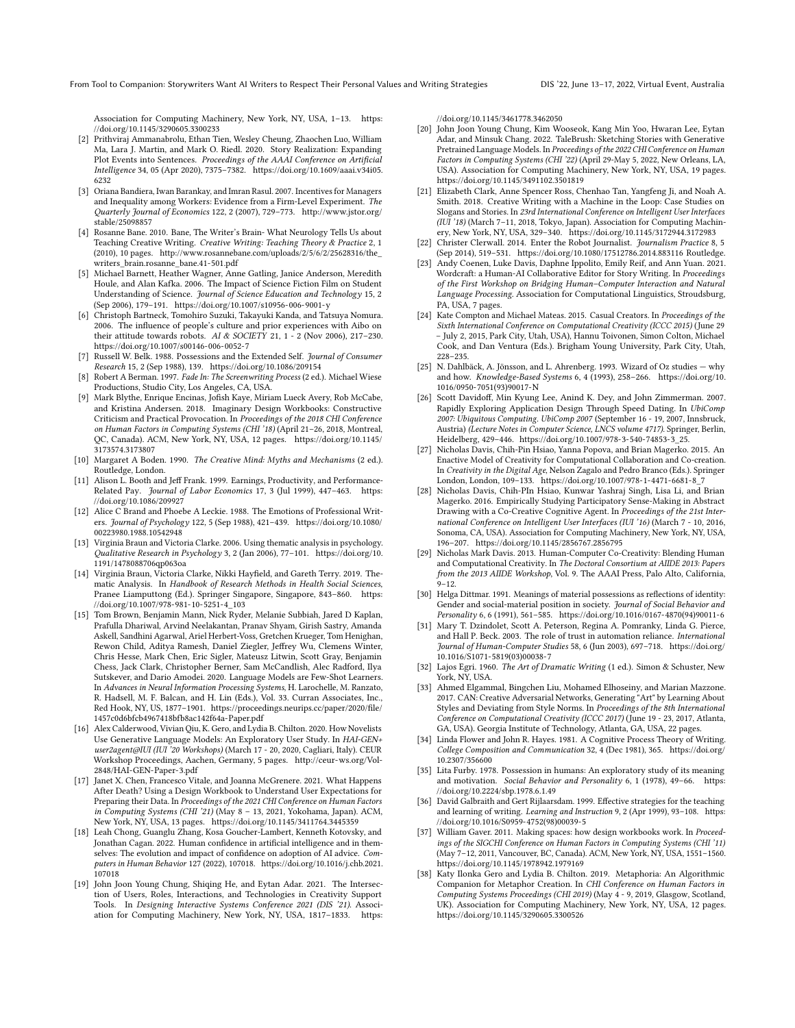Association for Computing Machinery, New York, NY, USA, 1–13. https://doi.org/10.1145/3290605.3300233

[2] Prithviraj Ammanabrolu, Ethan Tien, Wesley Cheung, Zhaochen Luo, William Ma, Lara J. Martin, and Mark O. Riedl. 2020. Story Realization: Expanding Plot Events into Sentences. *Proceedings of the AAAI Conference on Artificial Intelligence* 34, 05 (Apr 2020), 7375–7382. https://doi.org/10.1609/aaai.v34i05.6232

[3] Oriana Bandiera, Iwan Barankay, and Imran Rasul. 2007. Incentives for Managers and Inequality among Workers: Evidence from a Firm-Level Experiment. *The Quarterly Journal of Economics* 122, 2 (2007), 729–773. http://www.jstor.org/stable/25098857

[4] Rosanne Bane. 2010. The Writer's Brain- What Neurology Tells Us about Teaching Creative Writing. *Creative Writing: Teaching Theory & Practice* 2, 1 (2010), 10 pages. http://www.rosannebane.com/uploads/2/5/6/2/25628316/the_writers_brain.rosanne_bane.41-501.pdf

[5] Michael Barnett, Heather Wagner, Anne Gatling, Janice Anderson, Meredith Houle, and Alan Kafka. 2006. The Impact of Science Fiction Film on Student Understanding of Science. *Journal of Science Education and Technology* 15, 2 (Sep 2006), 179–191. https://doi.org/10.1007/s10956-006-9001-y

[6] Christoph Bartneck, Tomohiro Suzuki, Takayuki Kanda, and Tatsuya Nomura. 2006. The influence of people's culture and prior experiences with Aibo on their attitude towards robots. *AI & SOCIETY* 21, 1 - 2 (Nov 2006), 217–230. https://doi.org/10.1007/s00146-006-0052-7

[7] Russell W. Belk. 1988. Possessions and the Extended Self. *Journal of Consumer Research* 15, 2 (Sep 1988), 139. https://doi.org/10.1086/209154

[8] Robert A Berman. 1997. *Fade In: The Screenwriting Process* (2 ed.). Michael Wiese Productions, Studio City, Los Angeles, CA, USA.

[9] Mark Blythe, Enrique Encinas, Jofish Kaye, Miriam Lueck Avery, Rob McCabe, and Kristina Andersen. 2018. Imaginary Design Workbooks: Constructive Criticism and Practical Provocation. In *Proceedings of the 2018 CHI Conference on Human Factors in Computing Systems (CHI '18)* (April 21–26, 2018, Montreal, QC, Canada). ACM, New York, NY, USA, 12 pages. https://doi.org/10.1145/3173574.3173807

[10] Margaret A Boden. 1990. *The Creative Mind: Myths and Mechanisms* (2 ed.). Routledge, London.

[11] Alison L. Booth and Jeff Frank. 1999. Earnings, Productivity, and Performance-Related Pay. *Journal of Labor Economics* 17, 3 (Jul 1999), 447–463. https://doi.org/10.1086/209927

[12] Alice C Brand and Phoebe A Leckie. 1988. The Emotions of Professional Writers. *Journal of Psychology* 122, 5 (Sep 1988), 421–439. https://doi.org/10.1080/00223980.1988.10542948

[13] Virginia Braun and Victoria Clarke. 2006. Using thematic analysis in psychology. *Qualitative Research in Psychology* 3, 2 (Jan 2006), 77–101. https://doi.org/10.1191/1478088706qp063oa

[14] Virginia Braun, Victoria Clarke, Nikki Hayfield, and Gareth Terry. 2019. Thematic Analysis. In *Handbook of Research Methods in Health Social Sciences*, Pranee Liamputtong (Ed.). Springer Singapore, Singapore, 843–860. https://doi.org/10.1007/978-981-10-5251-4_103

[15] Tom Brown, Benjamin Mann, Nick Ryder, Melanie Subbiah, Jared D Kaplan, Prafulla Dhariwal, Arvind Neelakantan, Pranav Shyam, Girish Sastry, Amanda Askell, Sandhini Agarwal, Ariel Herbert-Voss, Gretchen Krueger, Tom Henighan, Rewon Child, Aditya Ramesh, Daniel Ziegler, Jeffrey Wu, Clemens Winter, Chris Hesse, Mark Chen, Eric Sigler, Mateusz Litwin, Scott Gray, Benjamin Chess, Jack Clark, Christopher Berner, Sam McCandlish, Alec Radford, Ilya Sutskever, and Dario Amodei. 2020. Language Models are Few-Shot Learners. In *Advances in Neural Information Processing Systems*, H. Larochelle, M. Ranzato, R. Hadsell, M. F. Balcan, and H. Lin (Eds.), Vol. 33. Curran Associates, Inc., Red Hook, NY, US, 1877–1901. https://proceedings.neurips.cc/paper/2020/file/1457c0d6bfcb4967418bfb8ac142f64a-Paper.pdf

[16] Alex Calderwood, Vivian Qiu, K. Gero, and Lydia B. Chilton. 2020. How Novelists Use Generative Language Models: An Exploratory User Study. In *HAI-GEN+user2agent@IUI (IUI '20 Workshops)* (March 17 - 20, 2020, Cagliari, Italy). CEUR Workshop Proceedings, Aachen, Germany, 5 pages. http://ceur-ws.org/Vol-2848/HAI-GEN-Paper-3.pdf

[17] Janet X. Chen, Francesco Vitale, and Joanna McGrenere. 2021. What Happens After Death? Using a Design Workbook to Understand User Expectations for Preparing their Data. In *Proceedings of the 2021 CHI Conference on Human Factors in Computing Systems (CHI '21)* (May 8 – 13, 2021, Yokohama, Japan). ACM, New York, NY, USA, 13 pages. https://doi.org/10.1145/3411764.3445359

[18] Leah Chong, Guanglu Zhang, Kosa Goucher-Lambert, Kenneth Kotovsky, and Jonathan Cagan. 2022. Human confidence in artificial intelligence and in themselves: The evolution and impact of confidence on adoption of AI advice. *Computers in Human Behavior* 127 (2022), 107018. https://doi.org/10.1016/j.chb.2021.107018

[19] John Joon Young Chung, Shiqing He, and Eytan Adar. 2021. The Intersection of Users, Roles, Interactions, and Technologies in Creativity Support Tools. In *Designing Interactive Systems Conference 2021 (DIS '21)*. Association for Computing Machinery, New York, NY, USA, 1817–1833. https://doi.org/10.1145/3461778.3462050

[20] John Joon Young Chung, Kim Wooseok, Kang Min Yoo, Hwaran Lee, Eytan Adar, and Minsuk Chang. 2022. TaleBrush: Sketching Stories with Generative Pretrained Language Models. In *Proceedings of the 2022 CHI Conference on Human Factors in Computing Systems (CHI '22)* (April 29-May 5, 2022, New Orleans, LA, USA). Association for Computing Machinery, New York, NY, USA, 19 pages. https://doi.org/10.1145/3491102.3501819

[21] Elizabeth Clark, Anne Spencer Ross, Chenhao Tan, Yangfeng Ji, and Noah A. Smith. 2018. Creative Writing with a Machine in the Loop: Case Studies on Slogans and Stories. In *23rd International Conference on Intelligent User Interfaces (IUI '18)* (March 7–11, 2018, Tokyo, Japan). Association for Computing Machinery, New York, NY, USA, 329–340. https://doi.org/10.1145/3172944.3172983

[22] Christer Clerwall. 2014. Enter the Robot Journalist. *Journalism Practice* 8, 5 (Sep 2014), 519–531. https://doi.org/10.1080/17512786.2014.883116 Routledge.

[23] Andy Coenen, Luke Davis, Daphne Ippolito, Emily Reif, and Ann Yuan. 2021. Wordcraft: a Human-AI Collaborative Editor for Story Writing. In *Proceedings of the First Workshop on Bridging Human–Computer Interaction and Natural Language Processing*. Association for Computational Linguistics, Stroudsburg, PA, USA, 7 pages.

[24] Kate Compton and Michael Mateas. 2015. Casual Creators. In *Proceedings of the Sixth International Conference on Computational Creativity (ICCC 2015)* (June 29 – July 2, 2015, Park City, Utah, USA), Hannu Toivonen, Simon Colton, Michael Cook, and Dan Ventura (Eds.). Brigham Young University, Park City, Utah, 228–235.

[25] N. Dahlbäck, A. Jönsson, and L. Ahrenberg. 1993. Wizard of Oz studies — why and how. *Knowledge-Based Systems* 6, 4 (1993), 258–266. https://doi.org/10.1016/0950-7051(93)90017-N

[26] Scott Davidoff, Min Kyung Lee, Anind K. Dey, and John Zimmerman. 2007. Rapidly Exploring Application Design Through Speed Dating. In *UbiComp 2007: Ubiquitous Computing. UbiComp 2007* (September 16 - 19, 2007, Innsbruck, Austria) *(Lecture Notes in Computer Science, LNCS volume 4717)*. Springer, Berlin, Heidelberg, 429–446. https://doi.org/10.1007/978-3-540-74853-3_25.

[27] Nicholas Davis, Chih-Pin Hsiao, Yanna Popova, and Brian Magerko. 2015. An Enactive Model of Creativity for Computational Collaboration and Co-creation. In *Creativity in the Digital Age*, Nelson Zagalo and Pedro Branco (Eds.). Springer London, London, 109–133. https://doi.org/10.1007/978-1-4471-6681-8_7

[28] Nicholas Davis, Chih-PIn Hsiao, Kunwar Yashraj Singh, Lisa Li, and Brian Magerko. 2016. Empirically Studying Participatory Sense-Making in Abstract Drawing with a Co-Creative Cognitive Agent. In *Proceedings of the 21st International Conference on Intelligent User Interfaces (IUI '16)* (March 7 - 10, 2016, Sonoma, CA, USA). Association for Computing Machinery, New York, NY, USA, 196–207. https://doi.org/10.1145/2856767.2856795

[29] Nicholas Mark Davis. 2013. Human-Computer Co-Creativity: Blending Human and Computational Creativity. In *The Doctoral Consortium at AIIDE 2013: Papers from the 2013 AIIDE Workshop*, Vol. 9. The AAAI Press, Palo Alto, California, 9–12.

[30] Helga Dittmar. 1991. Meanings of material possessions as reflections of identity: Gender and social-material position in society. *Journal of Social Behavior and Personality* 6, 6 (1991), 561–585. https://doi.org/10.1016/0167-4870(94)90011-6

[31] Mary T. Dzindolet, Scott A. Peterson, Regina A. Pomranky, Linda G. Pierce, and Hall P. Beck. 2003. The role of trust in automation reliance. *International Journal of Human-Computer Studies* 58, 6 (Jun 2003), 697–718. https://doi.org/10.1016/S1071-5819(03)00038-7

[32] Lajos Egri. 1960. *The Art of Dramatic Writing* (1 ed.). Simon & Schuster, New York, NY, USA.

[33] Ahmed Elgammal, Bingchen Liu, Mohamed Elhoseiny, and Marian Mazzone. 2017. CAN: Creative Adversarial Networks, Generating "Art" by Learning About Styles and Deviating from Style Norms. In *Proceedings of the 8th International Conference on Computational Creativity (ICCC 2017)* (June 19 - 23, 2017, Atlanta, GA, USA). Georgia Institute of Technology, Atlanta, GA, USA, 22 pages.

[34] Linda Flower and John R. Hayes. 1981. A Cognitive Process Theory of Writing. *College Composition and Communication* 32, 4 (Dec 1981), 365. https://doi.org/10.2307/356600

[35] Lita Furby. 1978. Possession in humans: An exploratory study of its meaning and motivation. *Social Behavior and Personality* 6, 1 (1978), 49–66. https://doi.org/10.2224/sbp.1978.6.1.49

[36] David Galbraith and Gert Rijlaarsdam. 1999. Effective strategies for the teaching and learning of writing. *Learning and Instruction* 9, 2 (Apr 1999), 93–108. https://doi.org/10.1016/S0959-4752(98)00039-5

[37] William Gaver. 2011. Making spaces: how design workbooks work. In *Proceedings of the SIGCHI Conference on Human Factors in Computing Systems (CHI '11)* (May 7–12, 2011, Vancouver, BC, Canada). ACM, New York, NY, USA, 1551–1560. https://doi.org/10.1145/1978942.1979169

[38] Katy Ilonka Gero and Lydia B. Chilton. 2019. Metaphoria: An Algorithmic Companion for Metaphor Creation. In *CHI Conference on Human Factors in Computing Systems Proceedings (CHI 2019)* (May 4 - 9, 2019, Glasgow, Scotland, UK). Association for Computing Machinery, New York, NY, USA, 12 pages. https://doi.org/10.1145/3290605.3300526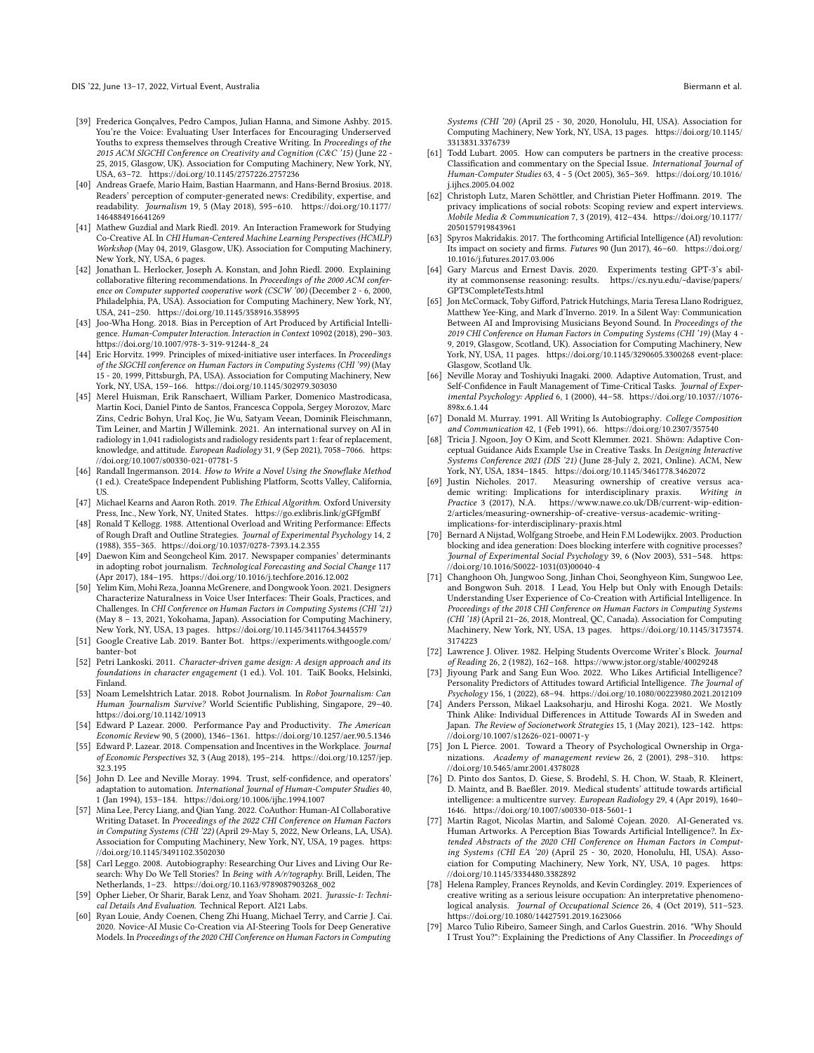[39] Frederica Gonçalves, Pedro Campos, Julian Hanna, and Simone Ashby. 2015. You're the Voice: Evaluating User Interfaces for Encouraging Underserved Youths to express themselves through Creative Writing. In *Proceedings of the 2015 ACM SIGCHI Conference on Creativity and Cognition (C&C '15)* (June 22 - 25, 2015, Glasgow, UK). Association for Computing Machinery, New York, NY, USA, 63–72. https://doi.org/10.1145/2757226.2757236

[40] Andreas Graefe, Mario Haim, Bastian Haarmann, and Hans-Bernd Brosius. 2018. Readers' perception of computer-generated news: Credibility, expertise, and readability. *Journalism* 19, 5 (May 2018), 595–610. https://doi.org/10.1177/1464884916641269

[41] Mathew Guzdial and Mark Riedl. 2019. An Interaction Framework for Studying Co-Creative AI. In *CHI Human-Centered Machine Learning Perspectives (HCMLP) Workshop* (May 04, 2019, Glasgow, UK). Association for Computing Machinery, New York, NY, USA, 6 pages.

[42] Jonathan L. Herlocker, Joseph A. Konstan, and John Riedl. 2000. Explaining collaborative filtering recommendations. In *Proceedings of the 2000 ACM conference on Computer supported cooperative work (CSCW '00)* (December 2 - 6, 2000, Philadelphia, PA, USA). Association for Computing Machinery, New York, NY, USA, 241–250. https://doi.org/10.1145/358916.358995

[43] Joo-Wha Hong. 2018. Bias in Perception of Art Produced by Artificial Intelligence. *Human-Computer Interaction. Interaction in Context* 10902 (2018), 290–303. https://doi.org/10.1007/978-3-319-91244-8_24

[44] Eric Horvitz. 1999. Principles of mixed-initiative user interfaces. In *Proceedings of the SIGCHI conference on Human Factors in Computing Systems (CHI '99)* (May 15 - 20, 1999, Pittsburgh, PA, USA). Association for Computing Machinery, New York, NY, USA, 159–166. https://doi.org/10.1145/302979.303030

[45] Merel Huisman, Erik Ranschaert, William Parker, Domenico Mastrodicasa, Martin Koci, Daniel Pinto de Santos, Francesca Coppola, Sergey Morozov, Marc Zins, Cedric Bohyn, Ural Koç, Jie Wu, Satyam Veean, Dominik Fleischmann, Tim Leiner, and Martin J Willemink. 2021. An international survey on AI in radiology in 1,041 radiologists and radiology residents part 1: fear of replacement, knowledge, and attitude. *European Radiology* 31, 9 (Sep 2021), 7058–7066. https://doi.org/10.1007/s00330-021-07781-5

[46] Randall Ingermanson. 2014. *How to Write a Novel Using the Snowflake Method* (1 ed.). CreateSpace Independent Publishing Platform, Scotts Valley, California, US.

[47] Michael Kearns and Aaron Roth. 2019. *The Ethical Algorithm.* Oxford University Press, Inc., New York, NY, United States. https://go.exlibris.link/gGFfgmBf

[48] Ronald T Kellogg. 1988. Attentional Overload and Writing Performance: Effects of Rough Draft and Outline Strategies. *Journal of Experimental Psychology* 14, 2 (1988), 355–365. https://doi.org/10.1037/0278-7393.14.2.355

[49] Daewon Kim and Seongcheol Kim. 2017. Newspaper companies' determinants in adopting robot journalism. *Technological Forecasting and Social Change* 117 (Apr 2017), 184–195. https://doi.org/10.1016/j.techfore.2016.12.002

[50] Yelim Kim, Mohi Reza, Joanna McGrenere, and Dongwook Yoon. 2021. Designers Characterize Naturalness in Voice User Interfaces: Their Goals, Practices, and Challenges. In *CHI Conference on Human Factors in Computing Systems (CHI '21)* (May 8 – 13, 2021, Yokohama, Japan). Association for Computing Machinery, New York, NY, USA, 13 pages. https://doi.org/10.1145/3411764.3445579

[51] Google Creative Lab. 2019. Banter Bot. https://experiments.withgoogle.com/banter-bot

[52] Petri Lankoski. 2011. *Character-driven game design: A design approach and its foundations in character engagement* (1 ed.). Vol. 101. TaiK Books, Helsinki, Finland.

[53] Noam Lemelshtrich Latar. 2018. Robot Journalism. In *Robot Journalism: Can Human Journalism Survive?* World Scientific Publishing, Singapore, 29–40. https://doi.org/10.1142/10913

[54] Edward P Lazear. 2000. Performance Pay and Productivity. *The American Economic Review* 90, 5 (2000), 1346–1361. https://doi.org/10.1257/aer.90.5.1346

[55] Edward P. Lazear. 2018. Compensation and Incentives in the Workplace. *Journal of Economic Perspectives* 32, 3 (Aug 2018), 195–214. https://doi.org/10.1257/jep.32.3.195

[56] John D. Lee and Neville Moray. 1994. Trust, self-confidence, and operators' adaptation to automation. *International Journal of Human-Computer Studies* 40, 1 (Jan 1994), 153–184. https://doi.org/10.1006/ijhc.1994.1007

[57] Mina Lee, Percy Liang, and Qian Yang. 2022. CoAuthor: Human-AI Collaborative Writing Dataset. In *Proceedings of the 2022 CHI Conference on Human Factors in Computing Systems (CHI '22)* (April 29-May 5, 2022, New Orleans, LA, USA). Association for Computing Machinery, New York, NY, USA, 19 pages. https://doi.org/10.1145/3491102.3502030

[58] Carl Leggo. 2008. Autobiography: Researching Our Lives and Living Our Research: Why Do We Tell Stories? In *Being with A/r/tography*. Brill, Leiden, The Netherlands, 1–23. https://doi.org/10.1163/9789087903268_002

[59] Opher Lieber, Or Sharir, Barak Lenz, and Yoav Shoham. 2021. *Jurassic-1: Technical Details And Evaluation.* Technical Report. AI21 Labs.

[60] Ryan Louie, Andy Coenen, Cheng Zhi Huang, Michael Terry, and Carrie J. Cai. 2020. Novice-AI Music Co-Creation via AI-Steering Tools for Deep Generative Models. In *Proceedings of the 2020 CHI Conference on Human Factors in Computing Systems (CHI '20)* (April 25 - 30, 2020, Honolulu, HI, USA). Association for Computing Machinery, New York, NY, USA, 13 pages. https://doi.org/10.1145/3313831.3376739

[61] Todd Lubart. 2005. How can computers be partners in the creative process: Classification and commentary on the Special Issue. *International Journal of Human-Computer Studies* 63, 4 - 5 (Oct 2005), 365–369. https://doi.org/10.1016/j.ijhcs.2005.04.002

[62] Christoph Lutz, Maren Schöttler, and Christian Pieter Hoffmann. 2019. The privacy implications of social robots: Scoping review and expert interviews. *Mobile Media & Communication* 7, 3 (2019), 412–434. https://doi.org/10.1177/2050157919843961

[63] Spyros Makridakis. 2017. The forthcoming Artificial Intelligence (AI) revolution: Its impact on society and firms. *Futures* 90 (Jun 2017), 46–60. https://doi.org/10.1016/j.futures.2017.03.006

[64] Gary Marcus and Ernest Davis. 2020. Experiments testing GPT-3's ability at commonsense reasoning: results. https://cs.nyu.edu/~davise/papers/GPT3CompleteTests.html

[65] Jon McCormack, Toby Gifford, Patrick Hutchings, Maria Teresa Llano Rodriguez, Matthew Yee-King, and Mark d'Inverno. 2019. In a Silent Way: Communication Between AI and Improvising Musicians Beyond Sound. In *Proceedings of the 2019 CHI Conference on Human Factors in Computing Systems (CHI '19)* (May 4 - 9, 2019, Glasgow, Scotland, UK). Association for Computing Machinery, New York, NY, USA, 11 pages. https://doi.org/10.1145/3290605.3300268 event-place: Glasgow, Scotland Uk.

[66] Neville Moray and Toshiyuki Inagaki. 2000. Adaptive Automation, Trust, and Self-Confidence in Fault Management of Time-Critical Tasks. *Journal of Experimental Psychology: Applied* 6, 1 (2000), 44–58. https://doi.org/10.1037//1076-898x.6.1.44

[67] Donald M. Murray. 1991. All Writing Is Autobiography. *College Composition and Communication* 42, 1 (Feb 1991), 66. https://doi.org/10.2307/357540

[68] Tricia J. Ngoon, Joy O Kim, and Scott Klemmer. 2021. Shöwn: Adaptive Conceptual Guidance Aids Example Use in Creative Tasks. In *Designing Interactive Systems Conference 2021 (DIS '21)* (June 28-July 2, 2021, Online). ACM, New York, NY, USA, 1834–1845. https://doi.org/10.1145/3461778.3462072

[69] Justin Nicholes. 2017. Measuring ownership of creative versus academic writing: Implications for interdisciplinary praxis. *Writing in Practice* 3 (2017), N.A. https://www.nawe.co.uk/DB/current-wip-edition-2/articles/measuring-ownership-of-creative-versus-academic-writing-implications-for-interdisciplinary-praxis.html

[70] Bernard A Nijstad, Wolfgang Stroebe, and Hein F.M Lodewijkx. 2003. Production blocking and idea generation: Does blocking interfere with cognitive processes? *Journal of Experimental Social Psychology* 39, 6 (Nov 2003), 531–548. https://doi.org/10.1016/S0022-1031(03)00040-4

[71] Changhoon Oh, Jungwoo Song, Jinhan Choi, Seonghyeon Kim, Sungwoo Lee, and Bongwon Suh. 2018. I Lead, You Help but Only with Enough Details: Understanding User Experience of Co-Creation with Artificial Intelligence. In *Proceedings of the 2018 CHI Conference on Human Factors in Computing Systems (CHI '18)* (April 21–26, 2018, Montreal, QC, Canada). Association for Computing Machinery, New York, NY, USA, 13 pages. https://doi.org/10.1145/3173574.3174223

[72] Lawrence J. Oliver. 1982. Helping Students Overcome Writer's Block. *Journal of Reading* 26, 2 (1982), 162–168. https://www.jstor.org/stable/40029248

[73] Jiyoung Park and Sang Eun Woo. 2022. Who Likes Artificial Intelligence? Personality Predictors of Attitudes toward Artificial Intelligence. *The Journal of Psychology* 156, 1 (2022), 68–94. https://doi.org/10.1080/00223980.2021.2012109

[74] Anders Persson, Mikael Laaksoharju, and Hiroshi Koga. 2021. We Mostly Think Alike: Individual Differences in Attitude Towards AI in Sweden and Japan. *The Review of Socionetwork Strategies* 15, 1 (May 2021), 123–142. https://doi.org/10.1007/s12626-021-00071-y

[75] Jon L Pierce. 2001. Toward a Theory of Psychological Ownership in Organizations. *Academy of management review* 26, 2 (2001), 298–310. https://doi.org/10.5465/amr.2001.4378028

[76] D. Pinto dos Santos, D. Giese, S. Brodehl, S. H. Chon, W. Staab, R. Kleinert, D. Maintz, and B. Baeßler. 2019. Medical students' attitude towards artificial intelligence: a multicentre survey. *European Radiology* 29, 4 (Apr 2019), 1640–1646. https://doi.org/10.1007/s00330-018-5601-1

[77] Martin Ragot, Nicolas Martin, and Salomé Cojean. 2020. AI-Generated vs. Human Artworks. A Perception Bias Towards Artificial Intelligence?. In *Extended Abstracts of the 2020 CHI Conference on Human Factors in Computing Systems (CHI EA '20)* (April 25 - 30, 2020, Honolulu, HI, USA). Association for Computing Machinery, New York, NY, USA, 10 pages. https://doi.org/10.1145/3334480.3382892

[78] Helena Rampley, Frances Reynolds, and Kevin Cordingley. 2019. Experiences of creative writing as a serious leisure occupation: An interpretative phenomenological analysis. *Journal of Occupational Science* 26, 4 (Oct 2019), 511–523. https://doi.org/10.1080/14427591.2019.1623066

[79] Marco Tulio Ribeiro, Sameer Singh, and Carlos Guestrin. 2016. "Why Should I Trust You?": Explaining the Predictions of Any Classifier. In *Proceedings of*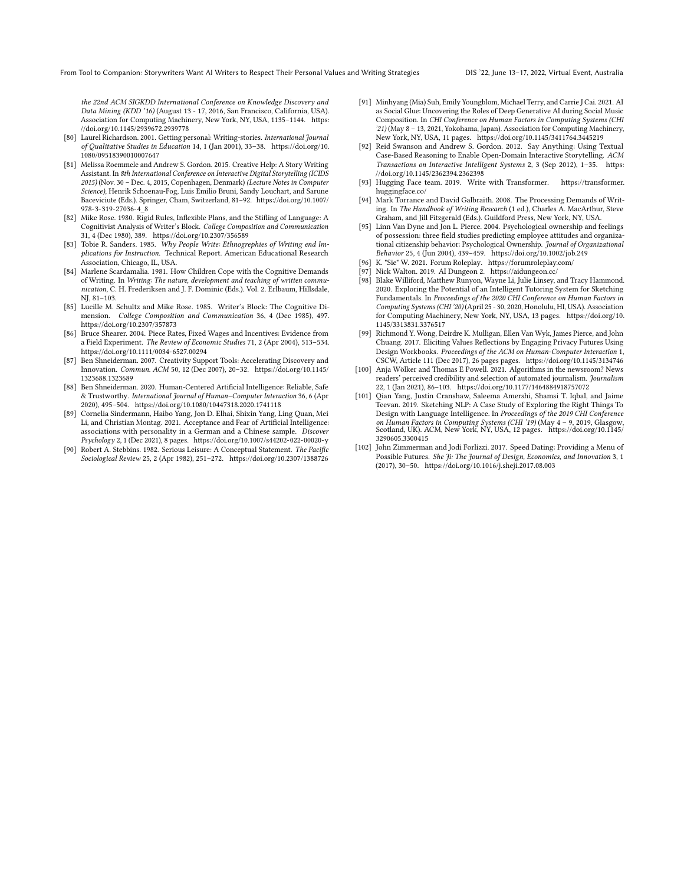*the 22nd ACM SIGKDD International Conference on Knowledge Discovery and Data Mining (KDD '16)* (August 13 - 17, 2016, San Francisco, California, USA). Association for Computing Machinery, New York, NY, USA, 1135–1144. https://doi.org/10.1145/2939672.2939778

[80] Laurel Richardson. 2001. Getting personal: Writing-stories. *International Journal of Qualitative Studies in Education* 14, 1 (Jan 2001), 33–38. https://doi.org/10.1080/09518390010007647

[81] Melissa Roemmele and Andrew S. Gordon. 2015. Creative Help: A Story Writing Assistant. In *8th International Conference on Interactive Digital Storytelling (ICIDS 2015)* (Nov. 30 – Dec. 4, 2015, Copenhagen, Denmark) *(Lecture Notes in Computer Science)*, Henrik Schoenau-Fog, Luis Emilio Bruni, Sandy Louchart, and Sarune Baceviciute (Eds.). Springer, Cham, Switzerland, 81–92. https://doi.org/10.1007/978-3-319-27036-4_8

[82] Mike Rose. 1980. Rigid Rules, Inflexible Plans, and the Stifling of Language: A Cognitivist Analysis of Writer's Block. *College Composition and Communication* 31, 4 (Dec 1980), 389. https://doi.org/10.2307/356589

[83] Tobie R. Sanders. 1985. *Why People Write: Ethnogrephies of Writing end Implications for Instruction.* Technical Report. American Educational Research Association, Chicago, IL, USA.

[84] Marlene Scardamalia. 1981. How Children Cope with the Cognitive Demands of Writing. In *Writing: The nature, development and teaching of written communication*, C. H. Frederiksen and J. F. Dominic (Eds.). Vol. 2. Erlbaum, Hillsdale, NJ, 81–103.

[85] Lucille M. Schultz and Mike Rose. 1985. Writer's Block: The Cognitive Dimension. *College Composition and Communication* 36, 4 (Dec 1985), 497. https://doi.org/10.2307/357873

[86] Bruce Shearer. 2004. Piece Rates, Fixed Wages and Incentives: Evidence from a Field Experiment. *The Review of Economic Studies* 71, 2 (Apr 2004), 513–534. https://doi.org/10.1111/0034-6527.00294

[87] Ben Shneiderman. 2007. Creativity Support Tools: Accelerating Discovery and Innovation. *Commun. ACM* 50, 12 (Dec 2007), 20–32. https://doi.org/10.1145/1323688.1323689

[88] Ben Shneiderman. 2020. Human-Centered Artificial Intelligence: Reliable, Safe & Trustworthy. *International Journal of Human–Computer Interaction* 36, 6 (Apr 2020), 495–504. https://doi.org/10.1080/10447318.2020.1741118

[89] Cornelia Sindermann, Haibo Yang, Jon D. Elhai, Shixin Yang, Ling Quan, Mei Li, and Christian Montag. 2021. Acceptance and Fear of Artificial Intelligence: associations with personality in a German and a Chinese sample. *Discover Psychology* 2, 1 (Dec 2021), 8 pages. https://doi.org/10.1007/s44202-022-00020-y

[90] Robert A. Stebbins. 1982. Serious Leisure: A Conceptual Statement. *The Pacific Sociological Review* 25, 2 (Apr 1982), 251–272. https://doi.org/10.2307/1388726

[91] Minhyang (Mia) Suh, Emily Youngblom, Michael Terry, and Carrie J Cai. 2021. AI as Social Glue: Uncovering the Roles of Deep Generative AI during Social Music Composition. In *CHI Conference on Human Factors in Computing Systems (CHI '21)* (May 8 – 13, 2021, Yokohama, Japan). Association for Computing Machinery, New York, NY, USA, 11 pages. https://doi.org/10.1145/3411764.3445219

[92] Reid Swanson and Andrew S. Gordon. 2012. Say Anything: Using Textual Case-Based Reasoning to Enable Open-Domain Interactive Storytelling. *ACM Transactions on Interactive Intelligent Systems* 2, 3 (Sep 2012), 1–35. https://doi.org/10.1145/2362394.2362398

[93] Hugging Face team. 2019. Write with Transformer. https://transformer.huggingface.co/

[94] Mark Torrance and David Galbraith. 2008. The Processing Demands of Writing. In *The Handbook of Writing Research* (1 ed.), Charles A. MacArthur, Steve Graham, and Jill Fitzgerald (Eds.). Guildford Press, New York, NY, USA.

[95] Linn Van Dyne and Jon L. Pierce. 2004. Psychological ownership and feelings of possession: three field studies predicting employee attitudes and organizational citizenship behavior: Psychological Ownership. *Journal of Organizational Behavior* 25, 4 (Jun 2004), 439–459. https://doi.org/10.1002/job.249

[96] K. "Sie" W. 2021. Forum Roleplay. https://forumroleplay.com/

[97] Nick Walton. 2019. AI Dungeon 2. https://aidungeon.cc/

[98] Blake Williford, Matthew Runyon, Wayne Li, Julie Linsey, and Tracy Hammond. 2020. Exploring the Potential of an Intelligent Tutoring System for Sketching Fundamentals. In *Proceedings of the 2020 CHI Conference on Human Factors in Computing Systems (CHI '20)* (April 25 - 30, 2020, Honolulu, HI, USA). Association for Computing Machinery, New York, NY, USA, 13 pages. https://doi.org/10.1145/3313831.3376517

[99] Richmond Y. Wong, Deirdre K. Mulligan, Ellen Van Wyk, James Pierce, and John Chuang. 2017. Eliciting Values Reflections by Engaging Privacy Futures Using Design Workbooks. *Proceedings of the ACM on Human-Computer Interaction* 1, CSCW, Article 111 (Dec 2017), 26 pages pages. https://doi.org/10.1145/3134746

[100] Anja Wölker and Thomas E Powell. 2021. Algorithms in the newsroom? News readers' perceived credibility and selection of automated journalism. *Journalism* 22, 1 (Jan 2021), 86–103. https://doi.org/10.1177/1464884918757072

[101] Qian Yang, Justin Cranshaw, Saleema Amershi, Shamsi T. Iqbal, and Jaime Teevan. 2019. Sketching NLP: A Case Study of Exploring the Right Things To Design with Language Intelligence. In *Proceedings of the 2019 CHI Conference on Human Factors in Computing Systems (CHI '19)* (May 4 – 9, 2019, Glasgow, Scotland, UK). ACM, New York, NY, USA, 12 pages. https://doi.org/10.1145/3290605.3300415

[102] John Zimmerman and Jodi Forlizzi. 2017. Speed Dating: Providing a Menu of Possible Futures. *She Ji: The Journal of Design, Economics, and Innovation* 3, 1 (2017), 30–50. https://doi.org/10.1016/j.sheji.2017.08.003